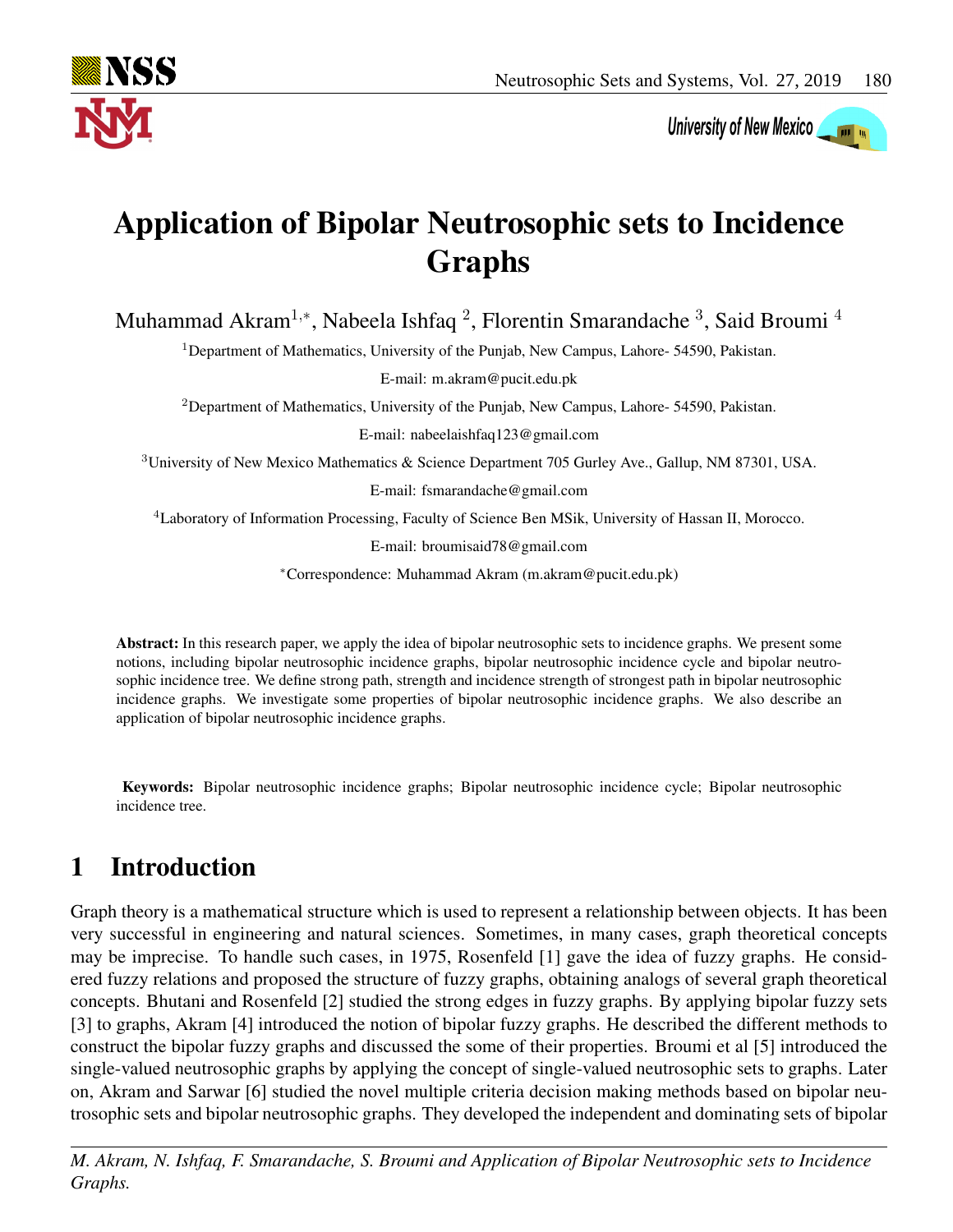# Application of Bipolar Neutrosophic sets to Incidence Graphs

Muhammad Akram[1,*], Nabeela Ishfaq [2], Florentin Smarandache [3], Said Broumi [4]

[1]Department of Mathematics, University of the Punjab, New Campus, Lahore- 54590, Pakistan.

E-mail: m.akram@pucit.edu.pk

[2]Department of Mathematics, University of the Punjab, New Campus, Lahore- 54590, Pakistan.

E-mail: nabeelaishfaq123@gmail.com

[3]University of New Mexico Mathematics & Science Department 705 Gurley Ave., Gallup, NM 87301, USA.

E-mail: fsmarandache@gmail.com

[4]Laboratory of Information Processing, Faculty of Science Ben MSik, University of Hassan II, Morocco.

E-mail: broumisaid78@gmail.com

[*]Correspondence: Muhammad Akram (m.akram@pucit.edu.pk)

**Abstract:** In this research paper, we apply the idea of bipolar neutrosophic sets to incidence graphs. We present some notions, including bipolar neutrosophic incidence graphs, bipolar neutrosophic incidence cycle and bipolar neutrosophic incidence tree. We define strong path, strength and incidence strength of strongest path in bipolar neutrosophic incidence graphs. We investigate some properties of bipolar neutrosophic incidence graphs. We also describe an application of bipolar neutrosophic incidence graphs.

**Keywords:** Bipolar neutrosophic incidence graphs; Bipolar neutrosophic incidence cycle; Bipolar neutrosophic incidence tree.

## 1 Introduction

Graph theory is a mathematical structure which is used to represent a relationship between objects. It has been very successful in engineering and natural sciences. Sometimes, in many cases, graph theoretical concepts may be imprecise. To handle such cases, in 1975, Rosenfeld [1] gave the idea of fuzzy graphs. He considered fuzzy relations and proposed the structure of fuzzy graphs, obtaining analogs of several graph theoretical concepts. Bhutani and Rosenfeld [2] studied the strong edges in fuzzy graphs. By applying bipolar fuzzy sets [3] to graphs, Akram [4] introduced the notion of bipolar fuzzy graphs. He described the different methods to construct the bipolar fuzzy graphs and discussed the some of their properties. Broumi et al [5] introduced the single-valued neutrosophic graphs by applying the concept of single-valued neutrosophic sets to graphs. Later on, Akram and Sarwar [6] studied the novel multiple criteria decision making methods based on bipolar neutrosophic sets and bipolar neutrosophic graphs. They developed the independent and dominating sets of bipolar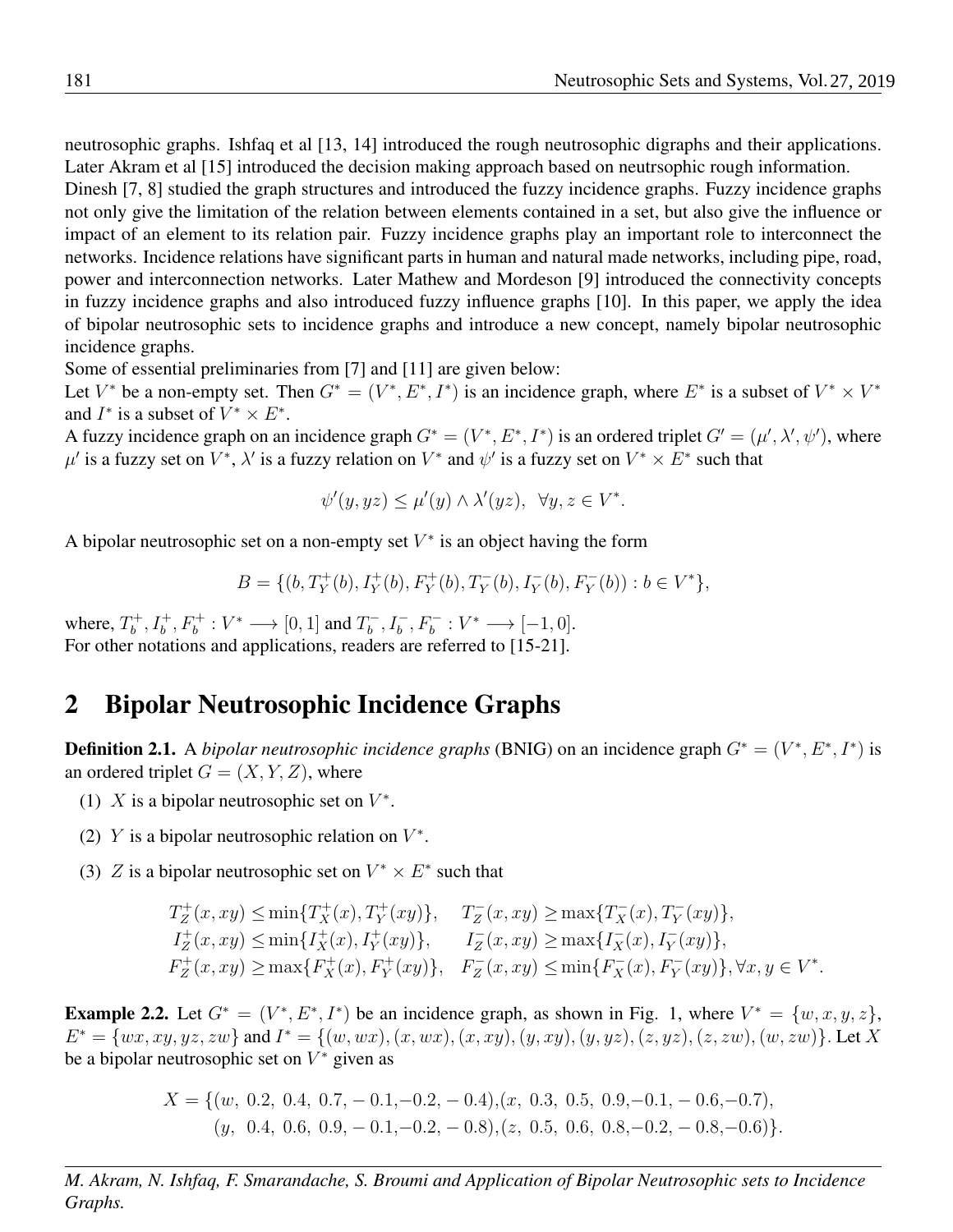neutrosophic graphs. Ishfaq et al [13, 14] introduced the rough neutrosophic digraphs and their applications. Later Akram et al [15] introduced the decision making approach based on neutrsophic rough information.
Dinesh [7, 8] studied the graph structures and introduced the fuzzy incidence graphs. Fuzzy incidence graphs not only give the limitation of the relation between elements contained in a set, but also give the influence or impact of an element to its relation pair. Fuzzy incidence graphs play an important role to interconnect the networks. Incidence relations have significant parts in human and natural made networks, including pipe, road, power and interconnection networks. Later Mathew and Mordeson [9] introduced the connectivity concepts in fuzzy incidence graphs and also introduced fuzzy influence graphs [10]. In this paper, we apply the idea of bipolar neutrosophic sets to incidence graphs and introduce a new concept, namely bipolar neutrosophic incidence graphs.
Some of essential preliminaries from [7] and [11] are given below:
Let $V^*$ be a non-empty set. Then $G^* = (V^*, E^*, I^*)$ is an incidence graph, where $E^*$ is a subset of $V^* \times V^*$ and $I^*$ is a subset of $V^* \times E^*$.
A fuzzy incidence graph on an incidence graph $G^* = (V^*, E^*, I^*)$ is an ordered triplet $G' = (\mu', \lambda', \psi')$, where $\mu'$ is a fuzzy set on $V^*$, $\lambda'$ is a fuzzy relation on $V^*$ and $\psi'$ is a fuzzy set on $V^* \times E^*$ such that

$$\psi'(y, yz) \leq \mu'(y) \wedge \lambda'(yz), \quad \forall y, z \in V^*.$$

A bipolar neutrosophic set on a non-empty set $V^*$ is an object having the form

$$B = \{(b, T_Y^+(b), I_Y^+(b), F_Y^+(b), T_Y^-(b), I_Y^-(b), F_Y^-(b)) : b \in V^*\},$$

where, $T_b^+, I_b^+, F_b^+ : V^* \longrightarrow [0, 1]$ and $T_b^-, I_b^-, F_b^- : V^* \longrightarrow [-1, 0]$.
For other notations and applications, readers are referred to [15-21].

## 2 Bipolar Neutrosophic Incidence Graphs

**Definition 2.1.** A *bipolar neutrosophic incidence graphs* (BNIG) on an incidence graph $G^* = (V^*, E^*, I^*)$ is an ordered triplet $G = (X, Y, Z)$, where

1. $X$ is a bipolar neutrosophic set on $V^*$.
2. $Y$ is a bipolar neutrosophic relation on $V^*$.
3. $Z$ is a bipolar neutrosophic set on $V^* \times E^*$ such that

$$\begin{aligned}
&T_Z^+(x, xy) \leq \min\{T_X^+(x), T_Y^+(xy)\}, \quad T_Z^-(x, xy) \geq \max\{T_X^-(x), T_Y^-(xy)\},\\
&I_Z^+(x, xy) \leq \min\{I_X^+(x), I_Y^+(xy)\}, \quad I_Z^-(x, xy) \geq \max\{I_X^-(x), I_Y^-(xy)\},\\
&F_Z^+(x, xy) \geq \max\{F_X^+(x), F_Y^+(xy)\}, \quad F_Z^-(x, xy) \leq \min\{F_X^-(x), F_Y^-(xy)\}, \forall x, y \in V^*.
\end{aligned}$$

**Example 2.2.** Let $G^* = (V^*, E^*, I^*)$ be an incidence graph, as shown in Fig. 1, where $V^* = \{w, x, y, z\}$, $E^* = \{wx, xy, yz, zw\}$ and $I^* = \{(w, wx), (x, wx), (x, xy), (y, xy), (y, yz), (z, yz), (z, zw), (w, zw)\}$. Let $X$ be a bipolar neutrosophic set on $V^*$ given as

$$\begin{aligned}
X = \{&(w,\ 0.2,\ 0.4,\ 0.7, -0.1, -0.2, -0.4), (x,\ 0.3,\ 0.5,\ 0.9, -0.1, -0.6, -0.7),\\
&(y,\ 0.4,\ 0.6,\ 0.9, -0.1, -0.2, -0.8), (z,\ 0.5,\ 0.6,\ 0.8, -0.2, -0.8, -0.6)\}.
\end{aligned}$$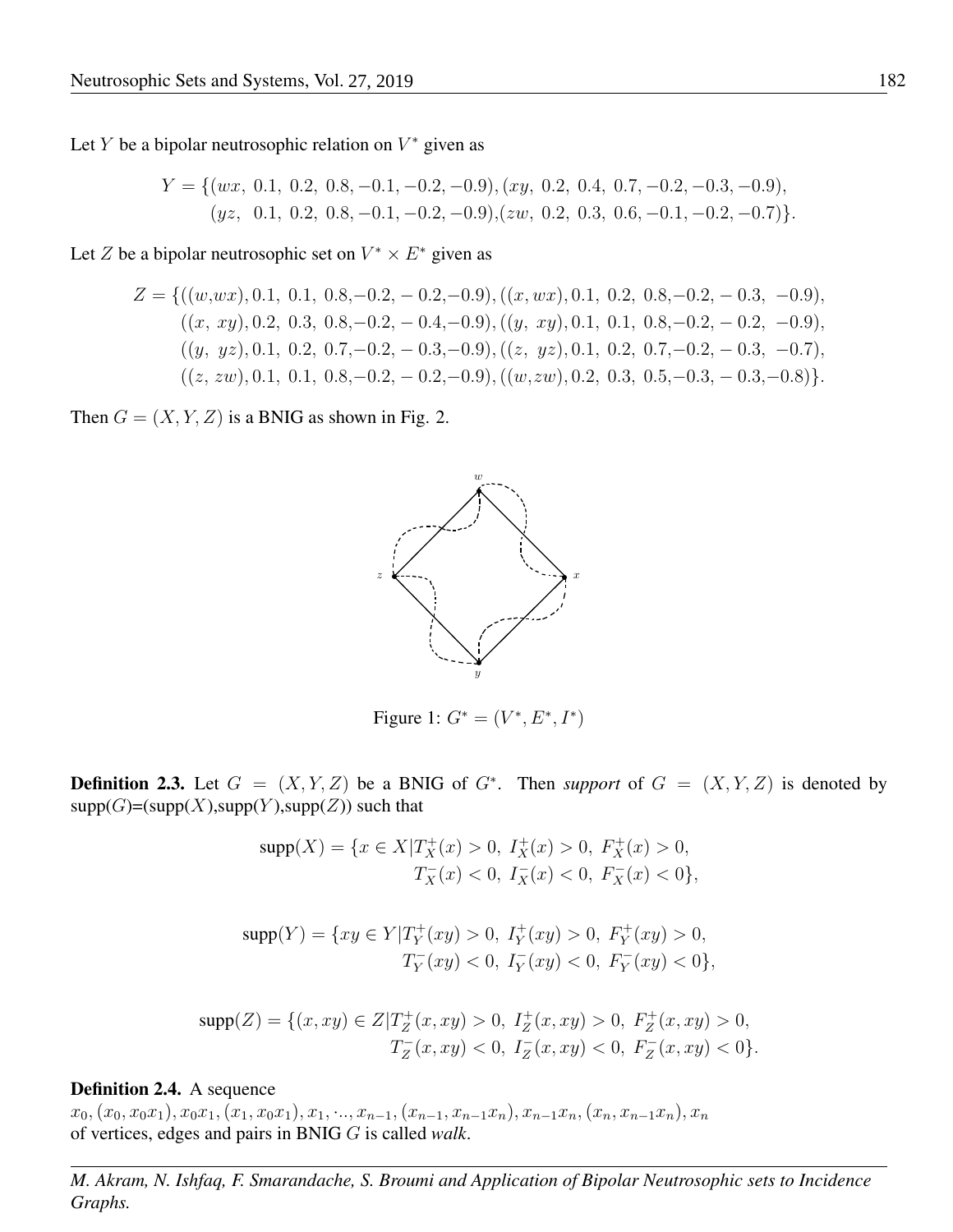Let $Y$ be a bipolar neutrosophic relation on $V^*$ given as

$$Y = \{(wx,\ 0.1,\ 0.2,\ 0.8, -0.1, -0.2, -0.9), (xy,\ 0.2,\ 0.4,\ 0.7, -0.2, -0.3, -0.9),$$
$$(yz,\ \ 0.1,\ 0.2,\ 0.8, -0.1, -0.2, -0.9), (zw,\ 0.2,\ 0.3,\ 0.6, -0.1, -0.2, -0.7)\}.$$

Let $Z$ be a bipolar neutrosophic set on $V^* \times E^*$ given as

$$Z = \{((w,wx), 0.1,\ 0.1,\ 0.8, -0.2, -0.2, -0.9), ((x, wx), 0.1,\ 0.2,\ 0.8, -0.2, -0.3,\ -0.9),$$
$$((x,\ xy), 0.2,\ 0.3,\ 0.8, -0.2, -0.4, -0.9), ((y,\ xy), 0.1,\ 0.1,\ 0.8, -0.2, -0.2,\ -0.9),$$
$$((y,\ yz), 0.1,\ 0.2,\ 0.7, -0.2, -0.3, -0.9), ((z,\ yz), 0.1,\ 0.2,\ 0.7, -0.2, -0.3,\ -0.7),$$
$$((z,\ zw), 0.1,\ 0.1,\ 0.8, -0.2, -0.2, -0.9), ((w,zw), 0.2,\ 0.3,\ 0.5, -0.3, -0.3, -0.8)\}.$$

Then $G = (X, Y, Z)$ is a BNIG as shown in Fig. 2.

w

z

x

y

Figure 1: $G^* = (V^*, E^*, I^*)$

**Definition 2.3.** Let $G = (X, Y, Z)$ be a BNIG of $G^*$. Then *support* of $G = (X, Y, Z)$ is denoted by supp($G$)=(supp($X$),supp($Y$),supp($Z$)) such that

$$\text{supp}(X) = \{x \in X | T_X^+(x) > 0,\ I_X^+(x) > 0,\ F_X^+(x) > 0,$$
$$T_X^-(x) < 0,\ I_X^-(x) < 0,\ F_X^-(x) < 0\},$$

$$\text{supp}(Y) = \{xy \in Y | T_Y^+(xy) > 0,\ I_Y^+(xy) > 0,\ F_Y^+(xy) > 0,$$
$$T_Y^-(xy) < 0,\ I_Y^-(xy) < 0,\ F_Y^-(xy) < 0\},$$

$$\text{supp}(Z) = \{(x, xy) \in Z | T_Z^+(x, xy) > 0,\ I_Z^+(x, xy) > 0,\ F_Z^+(x, xy) > 0,$$
$$T_Z^-(x, xy) < 0,\ I_Z^-(x, xy) < 0,\ F_Z^-(x, xy) < 0\}.$$

**Definition 2.4.** A sequence
$x_0, (x_0, x_0x_1), x_0x_1, (x_1, x_0x_1), x_1, \cdot\cdot, x_{n-1}, (x_{n-1}, x_{n-1}x_n), x_{n-1}x_n, (x_n, x_{n-1}x_n), x_n$
of vertices, edges and pairs in BNIG $G$ is called *walk*.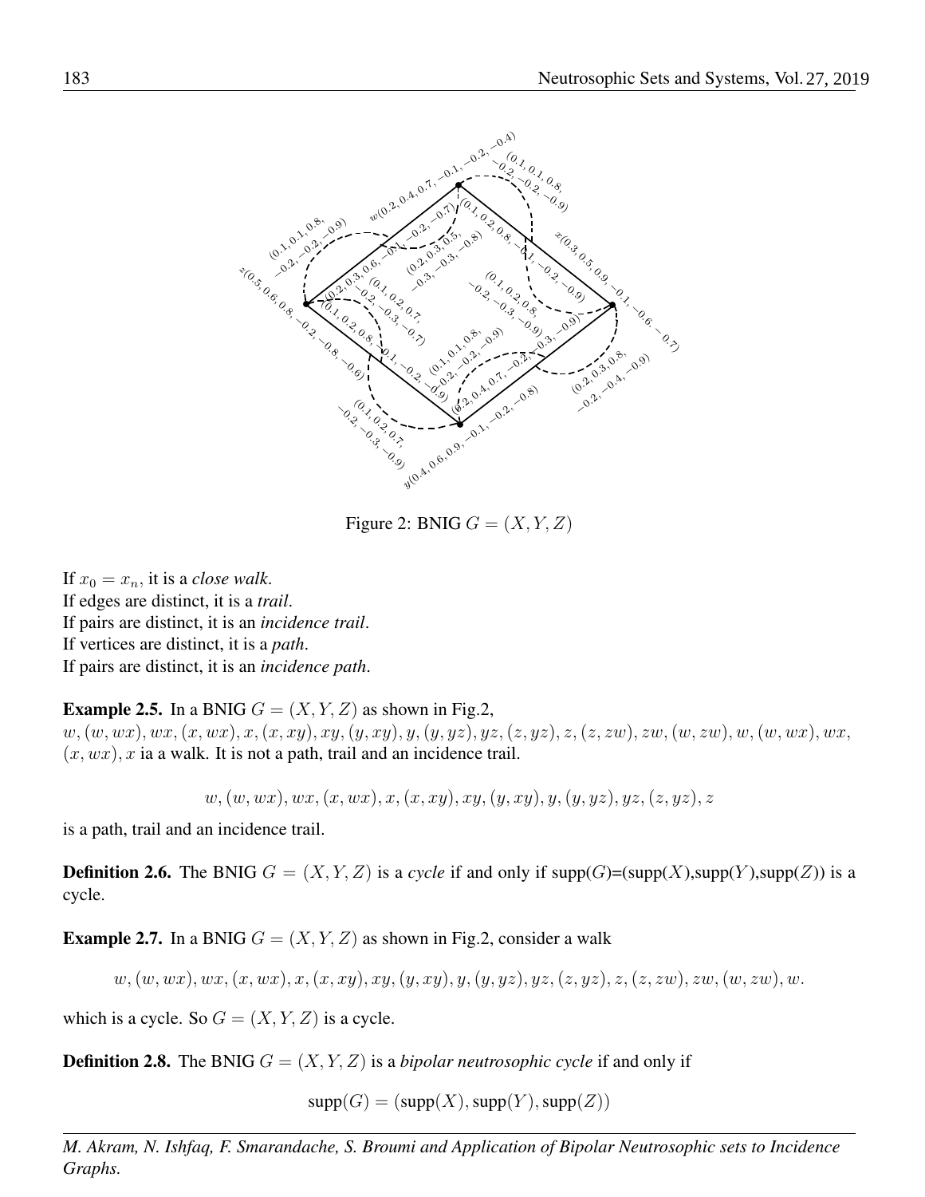w(0.2, 0.4, 0.7, −0.1, −0.2, −0.4)

(0.1, 0.1, 0.8, −0.2, −0.2, −0.9)

x(0.3, 0.5, 0.9, −0.1, −0.6, −0.7)

z(0.5, 0.6, 0.8, −0.2, −0.8, −0.6)

y(0.4, 0.6, 0.9, −0.1, −0.2, −0.8)

(0.1, 0.1, 0.8, −0.2, −0.2, −0.9)

(0.2, 0.3, 0.6, −0.1, −0.2, −0.7)

(0.2, 0.3, 0.5, −0.3, −0.3, −0.8)

(0.1, 0.2, 0.8, −0.1, −0.2, −0.9)

(0.1, 0.2, 0.7, −0.2, −0.3, −0.7)

(0.1, 0.2, 0.8, −0.1, −0.2, −0.9)

(0.1, 0.2, 0.8, −0.2, −0.3, −0.9)

(0.1, 0.1, 0.8, −0.2, −0.2, −0.9)

(0.2, 0.4, 0.7, −0.2, −0.3, −0.9)

(0.2, 0.3, 0.8, −0.2, −0.4, −0.9)

(0.1, 0.2, 0.7, −0.2, −0.3, −0.9)

Figure 2: BNIG $G = (X, Y, Z)$

If $x_0 = x_n$, it is a *close walk*.
If edges are distinct, it is a *trail*.
If pairs are distinct, it is an *incidence trail*.
If vertices are distinct, it is a *path*.
If pairs are distinct, it is an *incidence path*.

**Example 2.5.** In a BNIG $G = (X, Y, Z)$ as shown in Fig.2,
$w, (w, wx), wx, (x, wx), x, (x, xy), xy, (y, xy), y, (y, yz), yz, (z, yz), z, (z, zw), zw, (w, zw), w, (w, wx), wx,$
$(x, wx), x$ ia a walk. It is not a path, trail and an incidence trail.

$$w, (w, wx), wx, (x, wx), x, (x, xy), xy, (y, xy), y, (y, yz), yz, (z, yz), z$$

is a path, trail and an incidence trail.

**Definition 2.6.** The BNIG $G = (X, Y, Z)$ is a *cycle* if and only if supp($G$)=(supp($X$),supp($Y$),supp($Z$)) is a cycle.

**Example 2.7.** In a BNIG $G = (X, Y, Z)$ as shown in Fig.2, consider a walk

$$w, (w, wx), wx, (x, wx), x, (x, xy), xy, (y, xy), y, (y, yz), yz, (z, yz), z, (z, zw), zw, (w, zw), w.$$

which is a cycle. So $G = (X, Y, Z)$ is a cycle.

**Definition 2.8.** The BNIG $G = (X, Y, Z)$ is a *bipolar neutrosophic cycle* if and only if

$$\text{supp}(G) = (\text{supp}(X), \text{supp}(Y), \text{supp}(Z))$$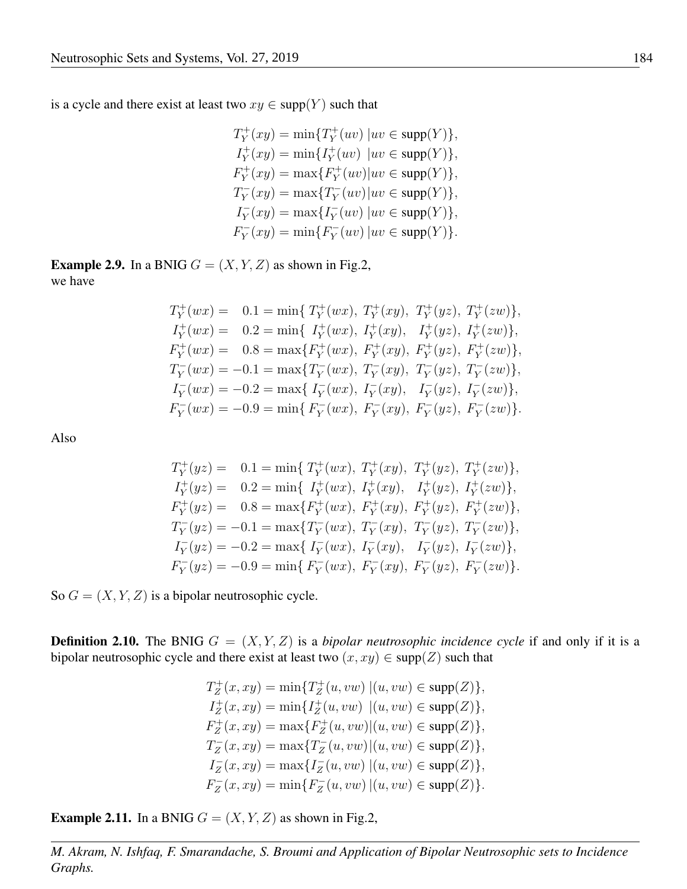is a cycle and there exist at least two $xy \in \text{supp}(Y)$ such that

$$
\begin{aligned}
T_Y^+(xy) &= \min\{T_Y^+(uv) \,|uv \in \text{supp}(Y)\},\\
I_Y^+(xy) &= \min\{I_Y^+(uv) \,\,|uv \in \text{supp}(Y)\},\\
F_Y^+(xy) &= \max\{F_Y^+(uv)|uv \in \text{supp}(Y)\},\\
T_Y^-(xy) &= \max\{T_Y^-(uv)|uv \in \text{supp}(Y)\},\\
I_Y^-(xy) &= \max\{I_Y^-(uv) \,|uv \in \text{supp}(Y)\},\\
F_Y^-(xy) &= \min\{F_Y^-(uv) \,|uv \in \text{supp}(Y)\}.
\end{aligned}
$$

**Example 2.9.** In a BNIG $G = (X, Y, Z)$ as shown in Fig.2,
we have

$$
\begin{aligned}
T_Y^+(wx) &= \quad 0.1 = \min\{\, T_Y^+(wx),\ T_Y^+(xy),\ T_Y^+(yz),\ T_Y^+(zw)\},\\
I_Y^+(wx) &= \quad 0.2 = \min\{\ I_Y^+(wx),\ I_Y^+(xy),\ \ I_Y^+(yz),\ I_Y^+(zw)\},\\
F_Y^+(wx) &= \quad 0.8 = \max\{F_Y^+(wx),\ F_Y^+(xy),\ F_Y^+(yz),\ F_Y^+(zw)\},\\
T_Y^-(wx) &= -0.1 = \max\{T_Y^-(wx),\ T_Y^-(xy),\ T_Y^-(yz),\ T_Y^-(zw)\},\\
I_Y^-(wx) &= -0.2 = \max\{\ I_Y^-(wx),\ I_Y^-(xy),\ \ I_Y^-(yz),\ I_Y^-(zw)\},\\
F_Y^-(wx) &= -0.9 = \min\{\, F_Y^-(wx),\ F_Y^-(xy),\ F_Y^-(yz),\ F_Y^-(zw)\}.
\end{aligned}
$$

Also

$$
\begin{aligned}
T_Y^+(yz) &= \quad 0.1 = \min\{\, T_Y^+(wx),\ T_Y^+(xy),\ T_Y^+(yz),\ T_Y^+(zw)\},\\
I_Y^+(yz) &= \quad 0.2 = \min\{\ I_Y^+(wx),\ I_Y^+(xy),\ \ I_Y^+(yz),\ I_Y^+(zw)\},\\
F_Y^+(yz) &= \quad 0.8 = \max\{F_Y^+(wx),\ F_Y^+(xy),\ F_Y^+(yz),\ F_Y^+(zw)\},\\
T_Y^-(yz) &= -0.1 = \max\{T_Y^-(wx),\ T_Y^-(xy),\ T_Y^-(yz),\ T_Y^-(zw)\},\\
I_Y^-(yz) &= -0.2 = \max\{\ I_Y^-(wx),\ I_Y^-(xy),\ \ I_Y^-(yz),\ I_Y^-(zw)\},\\
F_Y^-(yz) &= -0.9 = \min\{\, F_Y^-(wx),\ F_Y^-(xy),\ F_Y^-(yz),\ F_Y^-(zw)\}.
\end{aligned}
$$

So $G = (X, Y, Z)$ is a bipolar neutrosophic cycle.

**Definition 2.10.** The BNIG $G = (X, Y, Z)$ is a *bipolar neutrosophic incidence cycle* if and only if it is a bipolar neutrosophic cycle and there exist at least two $(x, xy) \in \text{supp}(Z)$ such that

$$
\begin{aligned}
T_Z^+(x, xy) &= \min\{T_Z^+(u, vw) \,|(u, vw) \in \text{supp}(Z)\},\\
I_Z^+(x, xy) &= \min\{I_Z^+(u, vw) \,\,|(u, vw) \in \text{supp}(Z)\},\\
F_Z^+(x, xy) &= \max\{F_Z^+(u, vw)|(u, vw) \in \text{supp}(Z)\},\\
T_Z^-(x, xy) &= \max\{T_Z^-(u, vw)|(u, vw) \in \text{supp}(Z)\},\\
I_Z^-(x, xy) &= \max\{I_Z^-(u, vw) \,|(u, vw) \in \text{supp}(Z)\},\\
F_Z^-(x, xy) &= \min\{F_Z^-(u, vw) \,|(u, vw) \in \text{supp}(Z)\}.
\end{aligned}
$$

**Example 2.11.** In a BNIG $G = (X, Y, Z)$ as shown in Fig.2,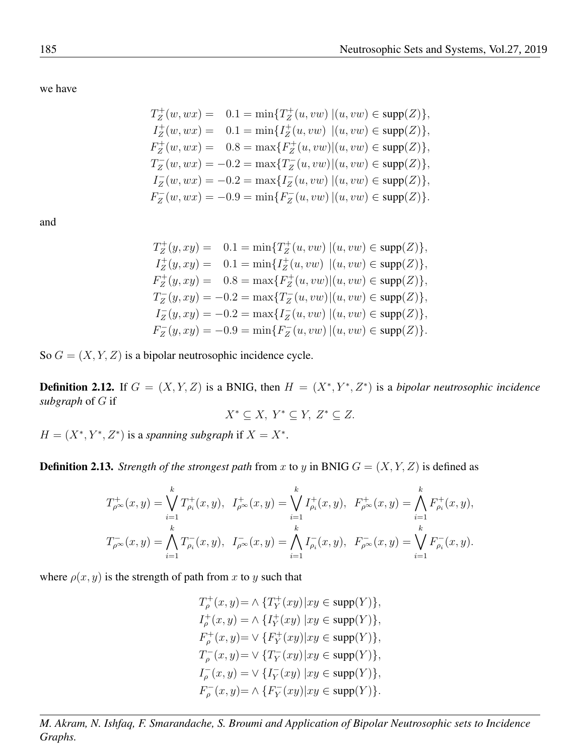we have

$$
\begin{aligned}
T_Z^+(w, wx) &= \quad 0.1 = \min\{T_Z^+(u, vw) \,|(u, vw) \in \text{supp}(Z)\}, \\
I_Z^+(w, wx) &= \quad 0.1 = \min\{I_Z^+(u, vw) \ |(u, vw) \in \text{supp}(Z)\}, \\
F_Z^+(w, wx) &= \quad 0.8 = \max\{F_Z^+(u, vw)|(u, vw) \in \text{supp}(Z)\}, \\
T_Z^-(w, wx) &= -0.2 = \max\{T_Z^-(u, vw)|(u, vw) \in \text{supp}(Z)\}, \\
I_Z^-(w, wx) &= -0.2 = \max\{I_Z^-(u, vw) \ |(u, vw) \in \text{supp}(Z)\}, \\
F_Z^-(w, wx) &= -0.9 = \min\{F_Z^-(u, vw) \,|(u, vw) \in \text{supp}(Z)\}.
\end{aligned}
$$

and

$$
\begin{aligned}
T_Z^+(y, xy) &= \quad 0.1 = \min\{T_Z^+(u, vw) \,|(u, vw) \in \text{supp}(Z)\}, \\
I_Z^+(y, xy) &= \quad 0.1 = \min\{I_Z^+(u, vw) \ |(u, vw) \in \text{supp}(Z)\}, \\
F_Z^+(y, xy) &= \quad 0.8 = \max\{F_Z^+(u, vw)|(u, vw) \in \text{supp}(Z)\}, \\
T_Z^-(y, xy) &= -0.2 = \max\{T_Z^-(u, vw)|(u, vw) \in \text{supp}(Z)\}, \\
I_Z^-(y, xy) &= -0.2 = \max\{I_Z^-(u, vw) \ |(u, vw) \in \text{supp}(Z)\}, \\
F_Z^-(y, xy) &= -0.9 = \min\{F_Z^-(u, vw) \,|(u, vw) \in \text{supp}(Z)\}.
\end{aligned}
$$

So $G = (X, Y, Z)$ is a bipolar neutrosophic incidence cycle.

**Definition 2.12.** If $G = (X, Y, Z)$ is a BNIG, then $H = (X^*, Y^*, Z^*)$ is a *bipolar neutrosophic incidence subgraph* of $G$ if

$$X^* \subseteq X, \ Y^* \subseteq Y, \ Z^* \subseteq Z.$$

$H = (X^*, Y^*, Z^*)$ is a *spanning subgraph* if $X = X^*$.

**Definition 2.13.** *Strength of the strongest path* from $x$ to $y$ in BNIG $G = (X, Y, Z)$ is defined as

$$
\begin{aligned}
T_{\rho^\infty}^+(x, y) = \bigvee_{i=1}^{k} T_{\rho_i}^+(x, y), \ \ I_{\rho^\infty}^+(x, y) = \bigvee_{i=1}^{k} I_{\rho_i}^+(x, y), \ \ F_{\rho^\infty}^+(x, y) = \bigwedge_{i=1}^{k} F_{\rho_i}^+(x, y), \\
T_{\rho^\infty}^-(x, y) = \bigwedge_{i=1}^{k} T_{\rho_i}^-(x, y), \ \ I_{\rho^\infty}^-(x, y) = \bigwedge_{i=1}^{k} I_{\rho_i}^-(x, y), \ \ F_{\rho^\infty}^-(x, y) = \bigvee_{i=1}^{k} F_{\rho_i}^-(x, y).
\end{aligned}
$$

where $\rho(x, y)$ is the strength of path from $x$ to $y$ such that

$$
\begin{aligned}
T_\rho^+(x, y) &= \wedge \{T_Y^+(xy)|xy \in \text{supp}(Y)\}, \\
I_\rho^+(x, y) &= \wedge \{I_Y^+(xy) \ |xy \in \text{supp}(Y)\}, \\
F_\rho^+(x, y) &= \vee \{F_Y^+(xy)|xy \in \text{supp}(Y)\}, \\
T_\rho^-(x, y) &= \vee \{T_Y^-(xy)|xy \in \text{supp}(Y)\}, \\
I_\rho^-(x, y) &= \vee \{I_Y^-(xy) \ |xy \in \text{supp}(Y)\}, \\
F_\rho^-(x, y) &= \wedge \{F_Y^-(xy)|xy \in \text{supp}(Y)\}.
\end{aligned}
$$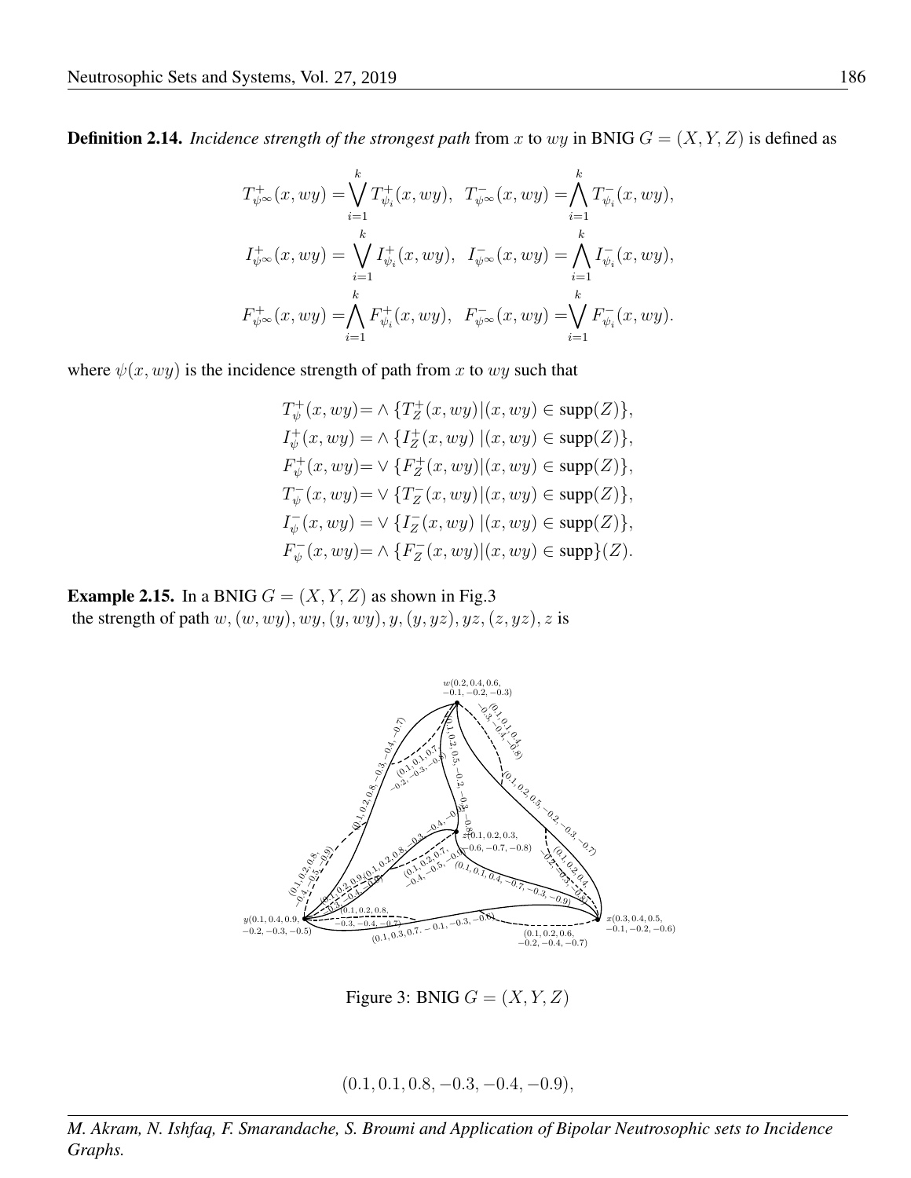**Definition 2.14.** *Incidence strength of the strongest path* from $x$ to $wy$ in BNIG $G = (X, Y, Z)$ is defined as

$$T^+_{\psi^\infty}(x, wy) = \bigvee_{i=1}^{k} T^+_{\psi_i}(x, wy), \quad T^-_{\psi^\infty}(x, wy) = \bigwedge_{i=1}^{k} T^-_{\psi_i}(x, wy),$$

$$I^+_{\psi^\infty}(x, wy) = \bigvee_{i=1}^{k} I^+_{\psi_i}(x, wy), \quad I^-_{\psi^\infty}(x, wy) = \bigwedge_{i=1}^{k} I^-_{\psi_i}(x, wy),$$

$$F^+_{\psi^\infty}(x, wy) = \bigwedge_{i=1}^{k} F^+_{\psi_i}(x, wy), \quad F^-_{\psi^\infty}(x, wy) = \bigvee_{i=1}^{k} F^-_{\psi_i}(x, wy).$$

where $\psi(x, wy)$ is the incidence strength of path from $x$ to $wy$ such that

$$T^+_\psi(x, wy) = \wedge \{T^+_Z(x, wy) | (x, wy) \in \text{supp}(Z)\},$$
$$I^+_\psi(x, wy) = \wedge \{I^+_Z(x, wy) \; | (x, wy) \in \text{supp}(Z)\},$$
$$F^+_\psi(x, wy) = \vee \{F^+_Z(x, wy) | (x, wy) \in \text{supp}(Z)\},$$
$$T^-_\psi(x, wy) = \vee \{T^-_Z(x, wy) | (x, wy) \in \text{supp}(Z)\},$$
$$I^-_\psi(x, wy) = \vee \{I^-_Z(x, wy) \; | (x, wy) \in \text{supp}(Z)\},$$
$$F^-_\psi(x, wy) = \wedge \{F^-_Z(x, wy) | (x, wy) \in \text{supp}\}(Z).$$

**Example 2.15.** In a BNIG $G = (X, Y, Z)$ as shown in Fig.3
the strength of path $w, (w, wy), wy, (y, wy), y, (y, yz), yz, (z, yz), z$ is

Figure 3: BNIG $G = (X, Y, Z)$

$$(0.1, 0.1, 0.8, -0.3, -0.4, -0.9),$$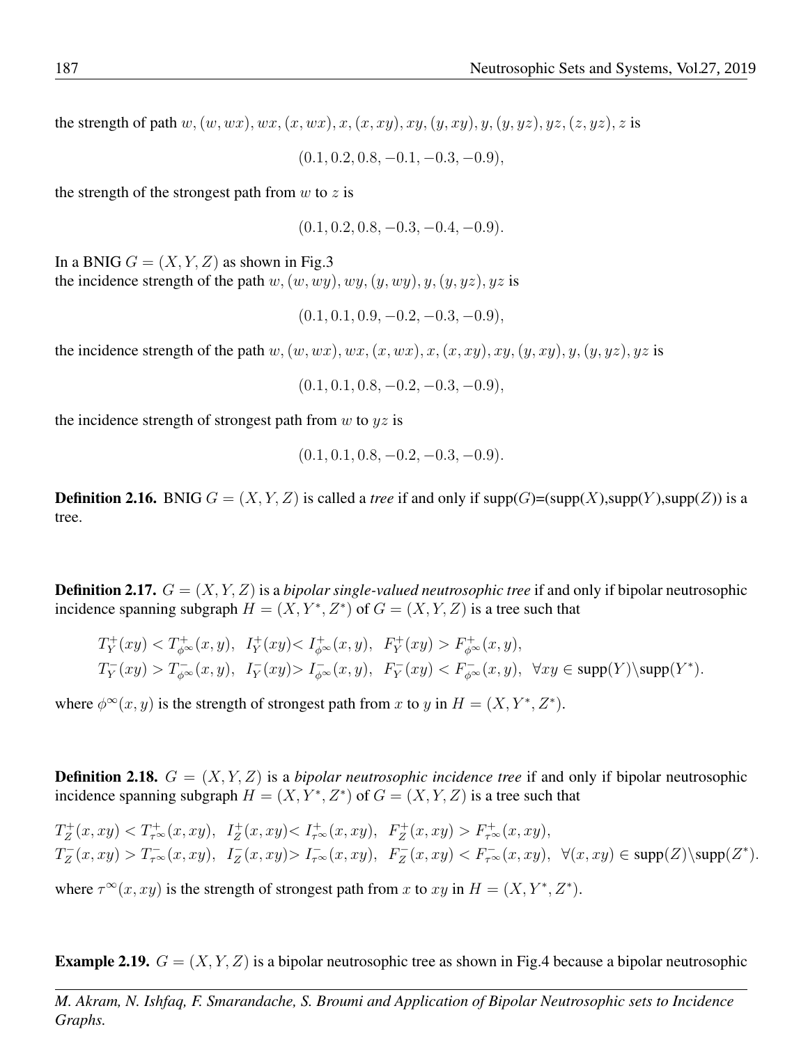the strength of path $w, (w, wx), wx, (x, wx), x, (x, xy), xy, (y, xy), y, (y, yz), yz, (z, yz), z$ is

$$(0.1, 0.2, 0.8, -0.1, -0.3, -0.9),$$

the strength of the strongest path from $w$ to $z$ is

$$(0.1, 0.2, 0.8, -0.3, -0.4, -0.9).$$

In a BNIG $G = (X, Y, Z)$ as shown in Fig.3
the incidence strength of the path $w, (w, wy), wy, (y, wy), y, (y, yz), yz$ is

$$(0.1, 0.1, 0.9, -0.2, -0.3, -0.9),$$

the incidence strength of the path $w, (w, wx), wx, (x, wx), x, (x, xy), xy, (y, xy), y, (y, yz), yz$ is

$$(0.1, 0.1, 0.8, -0.2, -0.3, -0.9),$$

the incidence strength of strongest path from $w$ to $yz$ is

$$(0.1, 0.1, 0.8, -0.2, -0.3, -0.9).$$

**Definition 2.16.** BNIG $G = (X, Y, Z)$ is called a *tree* if and only if supp($G$)=(supp($X$),supp($Y$),supp($Z$)) is a tree.

**Definition 2.17.** $G = (X, Y, Z)$ is a *bipolar single-valued neutrosophic tree* if and only if bipolar neutrosophic incidence spanning subgraph $H = (X, Y^*, Z^*)$ of $G = (X, Y, Z)$ is a tree such that

$$T_Y^+(xy) < T_{\phi^\infty}^+(x, y), \;\; I_Y^+(xy) < I_{\phi^\infty}^+(x, y), \;\; F_Y^+(xy) > F_{\phi^\infty}^+(x, y),$$
$$T_Y^-(xy) > T_{\phi^\infty}^-(x, y), \;\; I_Y^-(xy) > I_{\phi^\infty}^-(x, y), \;\; F_Y^-(xy) < F_{\phi^\infty}^-(x, y), \;\; \forall xy \in \text{supp}(Y) \backslash \text{supp}(Y^*).$$

where $\phi^\infty(x, y)$ is the strength of strongest path from $x$ to $y$ in $H = (X, Y^*, Z^*)$.

**Definition 2.18.** $G = (X, Y, Z)$ is a *bipolar neutrosophic incidence tree* if and only if bipolar neutrosophic incidence spanning subgraph $H = (X, Y^*, Z^*)$ of $G = (X, Y, Z)$ is a tree such that

$$T_Z^+(x, xy) < T_{\tau^\infty}^+(x, xy), \;\; I_Z^+(x, xy) < I_{\tau^\infty}^+(x, xy), \;\; F_Z^+(x, xy) > F_{\tau^\infty}^+(x, xy),$$
$$T_Z^-(x, xy) > T_{\tau^\infty}^-(x, xy), \;\; I_Z^-(x, xy) > I_{\tau^\infty}^-(x, xy), \;\; F_Z^-(x, xy) < F_{\tau^\infty}^-(x, xy), \;\; \forall (x, xy) \in \text{supp}(Z) \backslash \text{supp}(Z^*).$$

where $\tau^\infty(x, xy)$ is the strength of strongest path from $x$ to $xy$ in $H = (X, Y^*, Z^*)$.

**Example 2.19.** $G = (X, Y, Z)$ is a bipolar neutrosophic tree as shown in Fig.4 because a bipolar neutrosophic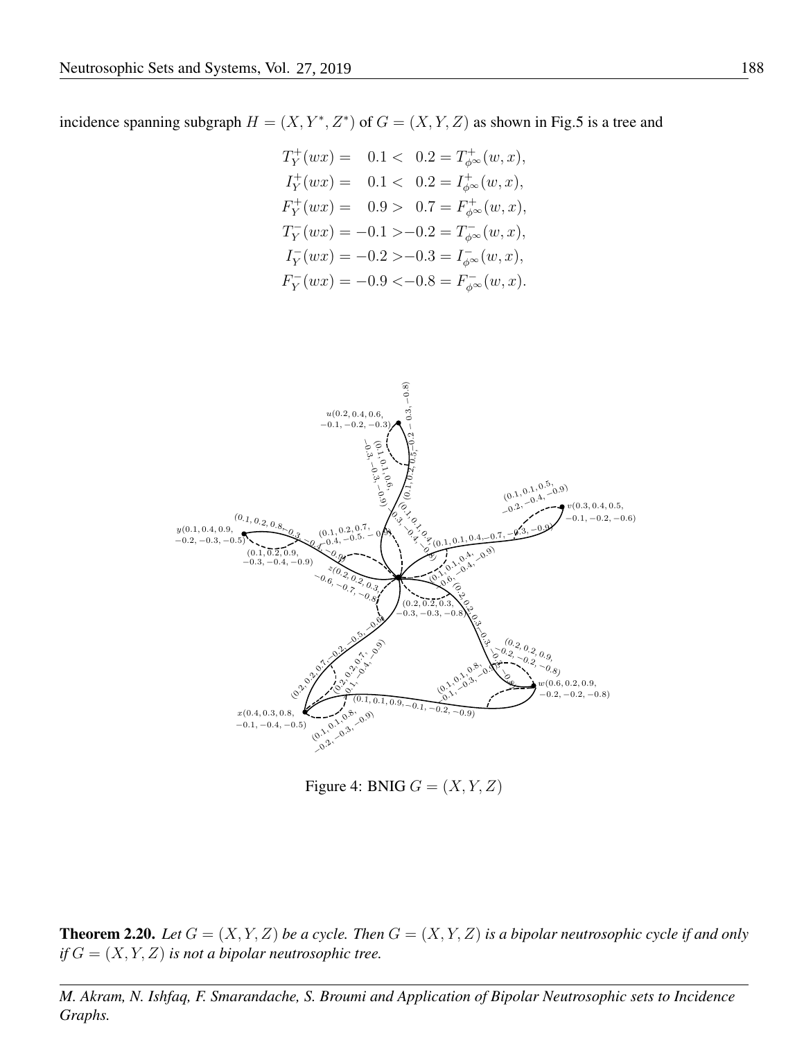incidence spanning subgraph $H = (X, Y^*, Z^*)$ of $G = (X, Y, Z)$ as shown in Fig.5 is a tree and

$$
\begin{aligned}
T_Y^+(wx) &= \phantom{-}0.1 < \phantom{-}0.2 = T_{\phi^\infty}^+(w, x),\\
I_Y^+(wx) &= \phantom{-}0.1 < \phantom{-}0.2 = I_{\phi^\infty}^+(w, x),\\
F_Y^+(wx) &= \phantom{-}0.9 > \phantom{-}0.7 = F_{\phi^\infty}^+(w, x),\\
T_Y^-(wx) &= -0.1 > -0.2 = T_{\phi^\infty}^-(w, x),\\
I_Y^-(wx) &= -0.2 > -0.3 = I_{\phi^\infty}^-(w, x),\\
F_Y^-(wx) &= -0.9 < -0.8 = F_{\phi^\infty}^-(w, x).
\end{aligned}
$$

Figure 4: BNIG $G = (X, Y, Z)$

**Theorem 2.20.** *Let $G = (X, Y, Z)$ be a cycle. Then $G = (X, Y, Z)$ is a bipolar neutrosophic cycle if and only if $G = (X, Y, Z)$ is not a bipolar neutrosophic tree.*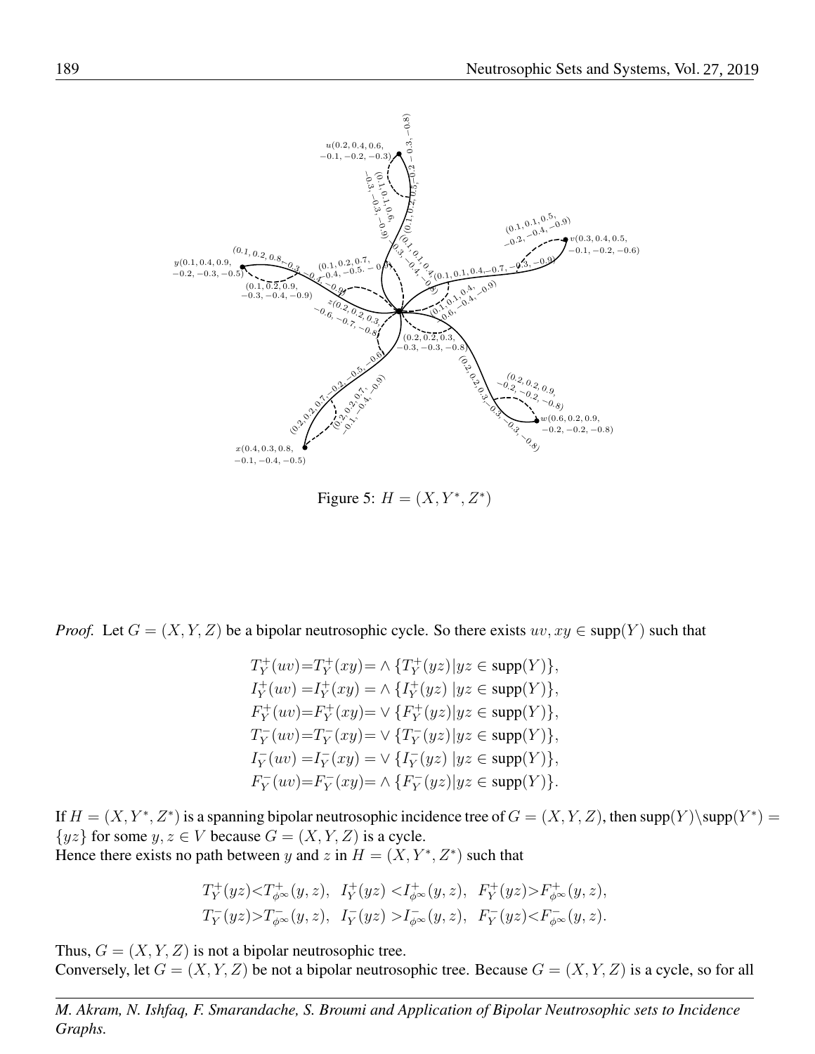u(0.2, 0.4, 0.6,
−0.1, −0.2, −0.3)

(0.1, 0.2, 0.5, −0.2, −0.3, −0.8)

(0.1, 0.1, 0.6,
−0.3, −0.3, −0.9)

(0.1, 0.1, 0.5,
−0.2, −0.4, −0.9)

v(0.3, 0.4, 0.5,
−0.1, −0.2, −0.6)

(0.1, 0.2, 0.8, −0.3, −0.4, −0.9)

y(0.1, 0.4, 0.9,
−0.2, −0.3, −0.5)

(0.1, 0.2, 0.9,
−0.3, −0.4, −0.9)

(0.1, 0.2, 0.7,
−0.4, −0.5, −0.8)

(0.1, 0.1, 0.4,
−0.3, −0.4, −0.9)

(0.1, 0.1, 0.4, −0.7, −0.3, −0.9)

(0.1, 0.1, 0.4,
−0.6, −0.4, −0.9)

z(0.2, 0.2, 0.3,
−0.6, −0.7, −0.8)

(0.2, 0.2, 0.3,
−0.3, −0.3, −0.8)

(0.2, 0.2, 0.3, −0.3, −0.3, −0.8)

(0.2, 0.2, 0.9,
−0.2, −0.2, −0.8)

w(0.6, 0.2, 0.9,
−0.2, −0.2, −0.8)

(0.2, 0.2, 0.7, −0.2, −0.5, −0.6)

(0.2, 0.2, 0.7,
−0.1, −0.4, −0.9)

x(0.4, 0.3, 0.8,
−0.1, −0.4, −0.5)

Figure 5: $H = (X, Y^*, Z^*)$

*Proof.* Let $G = (X, Y, Z)$ be a bipolar neutrosophic cycle. So there exists $uv, xy \in \text{supp}(Y)$ such that

$$T_Y^+(uv)=T_Y^+(xy)= \wedge \{T_Y^+(yz)|yz \in \text{supp}(Y)\},$$
$$I_Y^+(uv)=I_Y^+(xy)= \wedge \{I_Y^+(yz)|yz \in \text{supp}(Y)\},$$
$$F_Y^+(uv)=F_Y^+(xy)= \vee \{F_Y^+(yz)|yz \in \text{supp}(Y)\},$$
$$T_Y^-(uv)=T_Y^-(xy)= \vee \{T_Y^-(yz)|yz \in \text{supp}(Y)\},$$
$$I_Y^-(uv)=I_Y^-(xy)= \vee \{I_Y^-(yz)|yz \in \text{supp}(Y)\},$$
$$F_Y^-(uv)=F_Y^-(xy)= \wedge \{F_Y^-(yz)|yz \in \text{supp}(Y)\}.$$

If $H = (X, Y^*, Z^*)$ is a spanning bipolar neutrosophic incidence tree of $G = (X, Y, Z)$, then $\text{supp}(Y)\backslash\text{supp}(Y^*) = \{yz\}$ for some $y, z \in V$ because $G = (X, Y, Z)$ is a cycle.
Hence there exists no path between $y$ and $z$ in $H = (X, Y^*, Z^*)$ such that

$$T_Y^+(yz)<T_{\phi^\infty}^+(y, z),\;\; I_Y^+(yz)<I_{\phi^\infty}^+(y, z),\;\; F_Y^+(yz)>F_{\phi^\infty}^+(y, z),$$
$$T_Y^-(yz)>T_{\phi^\infty}^-(y, z),\;\; I_Y^-(yz)>I_{\phi^\infty}^-(y, z),\;\; F_Y^-(yz)<F_{\phi^\infty}^-(y, z).$$

Thus, $G = (X, Y, Z)$ is not a bipolar neutrosophic tree.
Conversely, let $G = (X, Y, Z)$ be not a bipolar neutrosophic tree. Because $G = (X, Y, Z)$ is a cycle, so for all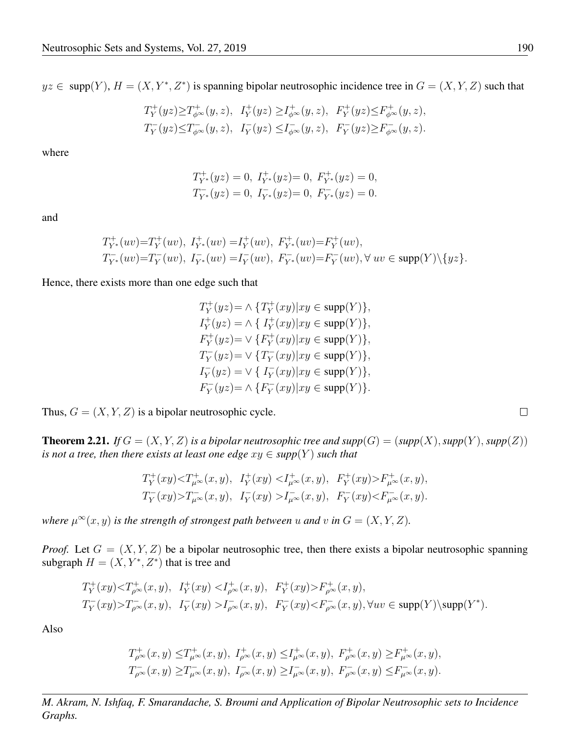$yz \in$ supp$(Y)$, $H = (X, Y^*, Z^*)$ is spanning bipolar neutrosophic incidence tree in $G = (X, Y, Z)$ such that

$$T_Y^+(yz) \geq T_{\phi^\infty}^+(y,z),\ \ I_Y^+(yz) \geq I_{\phi^\infty}^+(y,z),\ \ F_Y^+(yz) \leq F_{\phi^\infty}^+(y,z),$$
$$T_Y^-(yz) \leq T_{\phi^\infty}^-(y,z),\ \ I_Y^-(yz) \leq I_{\phi^\infty}^-(y,z),\ \ F_Y^-(yz) \geq F_{\phi^\infty}^-(y,z).$$

where

$$T_{Y^*}^+(yz) = 0,\ I_{Y^*}^+(yz) = 0,\ F_{Y^*}^+(yz) = 0,$$
$$T_{Y^*}^-(yz) = 0,\ I_{Y^*}^-(yz) = 0,\ F_{Y^*}^-(yz) = 0.$$

and

$$T_{Y^*}^+(uv) = T_Y^+(uv),\ I_{Y^*}^+(uv) = I_Y^+(uv),\ F_{Y^*}^+(uv) = F_Y^+(uv),$$
$$T_{Y^*}^-(uv) = T_Y^-(uv),\ I_{Y^*}^-(uv) = I_Y^-(uv),\ F_{Y^*}^-(uv) = F_Y^-(uv), \forall\ uv \in \text{supp}(Y) \backslash \{yz\}.$$

Hence, there exists more than one edge such that

$$T_Y^+(yz) = \wedge \{T_Y^+(xy) | xy \in \text{supp}(Y)\},$$
$$I_Y^+(yz) = \wedge \{ I_Y^+(xy) | xy \in \text{supp}(Y)\},$$
$$F_Y^+(yz) = \vee \{F_Y^+(xy) | xy \in \text{supp}(Y)\},$$
$$T_Y^-(yz) = \vee \{T_Y^-(xy) | xy \in \text{supp}(Y)\},$$
$$I_Y^-(yz) = \vee \{ I_Y^-(xy) | xy \in \text{supp}(Y)\},$$
$$F_Y^-(yz) = \wedge \{F_Y^-(xy) | xy \in \text{supp}(Y)\}.$$

Thus, $G = (X, Y, Z)$ is a bipolar neutrosophic cycle. □

**Theorem 2.21.** *If $G = (X, Y, Z)$ is a bipolar neutrosophic tree and supp$(G) = ($supp$(X)$, supp$(Y)$, supp$(Z))$ is not a tree, then there exists at least one edge $xy \in$ supp$(Y)$ such that*

$$T_Y^+(xy) < T_{\mu^\infty}^+(x,y),\ \ I_Y^+(xy) < I_{\mu^\infty}^+(x,y),\ \ F_Y^+(xy) > F_{\mu^\infty}^+(x,y),$$
$$T_Y^-(xy) > T_{\mu^\infty}^-(x,y),\ \ I_Y^-(xy) > I_{\mu^\infty}^-(x,y),\ \ F_Y^-(xy) < F_{\mu^\infty}^-(x,y).$$

*where $\mu^\infty(x, y)$ is the strength of strongest path between $u$ and $v$ in $G = (X, Y, Z)$.*

*Proof.* Let $G = (X, Y, Z)$ be a bipolar neutrosophic tree, then there exists a bipolar neutrosophic spanning subgraph $H = (X, Y^*, Z^*)$ that is tree and

$$T_Y^+(xy) < T_{\rho^\infty}^+(x,y),\ \ I_Y^+(xy) < I_{\rho^\infty}^+(x,y),\ \ F_Y^+(xy) > F_{\rho^\infty}^+(x,y),$$
$$T_Y^-(xy) > T_{\rho^\infty}^-(x,y),\ \ I_Y^-(xy) > I_{\rho^\infty}^-(x,y),\ \ F_Y^-(xy) < F_{\rho^\infty}^-(x,y), \forall uv \in \text{supp}(Y) \backslash \text{supp}(Y^*).$$

Also

$$T_{\rho^\infty}^+(x,y) \leq T_{\mu^\infty}^+(x,y),\ I_{\rho^\infty}^+(x,y) \leq I_{\mu^\infty}^+(x,y),\ F_{\rho^\infty}^+(x,y) \geq F_{\mu^\infty}^+(x,y),$$
$$T_{\rho^\infty}^-(x,y) \geq T_{\mu^\infty}^-(x,y),\ I_{\rho^\infty}^-(x,y) \geq I_{\mu^\infty}^-(x,y),\ F_{\rho^\infty}^-(x,y) \leq F_{\mu^\infty}^-(x,y).$$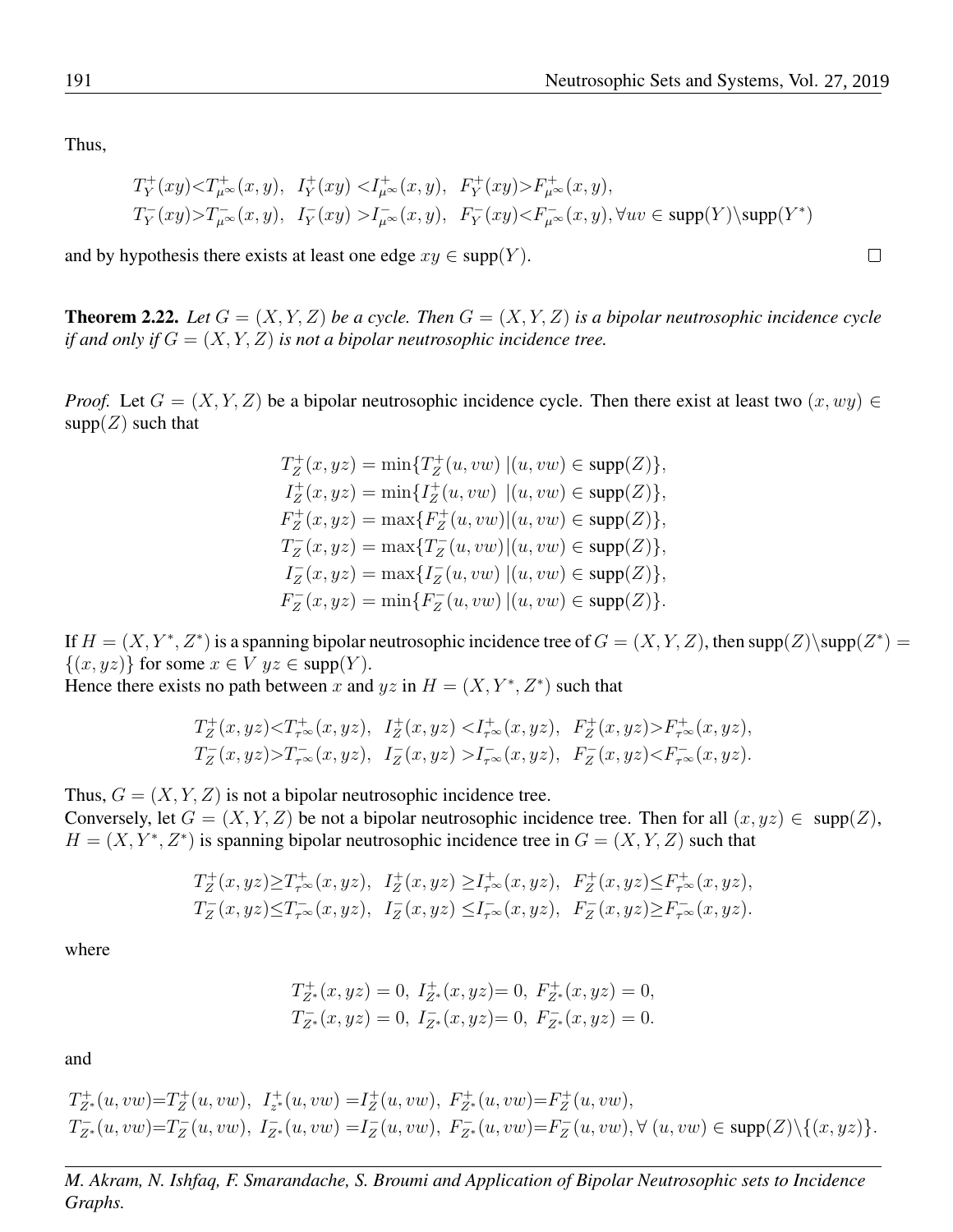Thus,

$$T_Y^+(xy) < T_{\mu^\infty}^+(x,y), \;\; I_Y^+(xy) < I_{\mu^\infty}^+(x,y), \;\; F_Y^+(xy) > F_{\mu^\infty}^+(x,y),$$
$$T_Y^-(xy) > T_{\mu^\infty}^-(x,y), \;\; I_Y^-(xy) > I_{\mu^\infty}^-(x,y), \;\; F_Y^-(xy) < F_{\mu^\infty}^-(x,y), \forall uv \in \text{supp}(Y)\backslash\text{supp}(Y^*)$$

and by hypothesis there exists at least one edge $xy \in \text{supp}(Y)$. □

**Theorem 2.22.** *Let $G = (X, Y, Z)$ be a cycle. Then $G = (X, Y, Z)$ is a bipolar neutrosophic incidence cycle if and only if $G = (X, Y, Z)$ is not a bipolar neutrosophic incidence tree.*

*Proof.* Let $G = (X, Y, Z)$ be a bipolar neutrosophic incidence cycle. Then there exist at least two $(x, wy) \in \text{supp}(Z)$ such that

$$T_Z^+(x,yz) = \min\{T_Z^+(u,vw) \,|(u,vw) \in \text{supp}(Z)\},$$
$$I_Z^+(x,yz) = \min\{I_Z^+(u,vw) \,|(u,vw) \in \text{supp}(Z)\},$$
$$F_Z^+(x,yz) = \max\{F_Z^+(u,vw) |(u,vw) \in \text{supp}(Z)\},$$
$$T_Z^-(x,yz) = \max\{T_Z^-(u,vw) |(u,vw) \in \text{supp}(Z)\},$$
$$I_Z^-(x,yz) = \max\{I_Z^-(u,vw) \,|(u,vw) \in \text{supp}(Z)\},$$
$$F_Z^-(x,yz) = \min\{F_Z^-(u,vw) \,|(u,vw) \in \text{supp}(Z)\}.$$

If $H = (X, Y^*, Z^*)$ is a spanning bipolar neutrosophic incidence tree of $G = (X, Y, Z)$, then $\text{supp}(Z)\backslash\text{supp}(Z^*) = \{(x, yz)\}$ for some $x \in V \; yz \in \text{supp}(Y)$.
Hence there exists no path between $x$ and $yz$ in $H = (X, Y^*, Z^*)$ such that

$$T_Z^+(x,yz) < T_{\tau^\infty}^+(x,yz), \;\; I_Z^+(x,yz) < I_{\tau^\infty}^+(x,yz), \;\; F_Z^+(x,yz) > F_{\tau^\infty}^+(x,yz),$$
$$T_Z^-(x,yz) > T_{\tau^\infty}^-(x,yz), \;\; I_Z^-(x,yz) > I_{\tau^\infty}^-(x,yz), \;\; F_Z^-(x,yz) < F_{\tau^\infty}^-(x,yz).$$

Thus, $G = (X, Y, Z)$ is not a bipolar neutrosophic incidence tree.
Conversely, let $G = (X, Y, Z)$ be not a bipolar neutrosophic incidence tree. Then for all $(x, yz) \in \text{supp}(Z)$, $H = (X, Y^*, Z^*)$ is spanning bipolar neutrosophic incidence tree in $G = (X, Y, Z)$ such that

$$T_Z^+(x,yz) \geq T_{\tau^\infty}^+(x,yz), \;\; I_Z^+(x,yz) \geq I_{\tau^\infty}^+(x,yz), \;\; F_Z^+(x,yz) \leq F_{\tau^\infty}^+(x,yz),$$
$$T_Z^-(x,yz) \leq T_{\tau^\infty}^-(x,yz), \;\; I_Z^-(x,yz) \leq I_{\tau^\infty}^-(x,yz), \;\; F_Z^-(x,yz) \geq F_{\tau^\infty}^-(x,yz).$$

where

$$T_{Z^*}^+(x,yz) = 0, \; I_{Z^*}^+(x,yz) = 0, \; F_{Z^*}^+(x,yz) = 0,$$
$$T_{Z^*}^-(x,yz) = 0, \; I_{Z^*}^-(x,yz) = 0, \; F_{Z^*}^-(x,yz) = 0.$$

and

$$T_{Z^*}^+(u,vw) = T_Z^+(u,vw), \;\; I_{z^*}^+(u,vw) = I_Z^+(u,vw), \;\; F_{Z^*}^+(u,vw) = F_Z^+(u,vw),$$
$$T_{Z^*}^-(u,vw) = T_Z^-(u,vw), \;\; I_{Z^*}^-(u,vw) = I_Z^-(u,vw), \;\; F_{Z^*}^-(u,vw) = F_Z^-(u,vw), \forall \, (u,vw) \in \text{supp}(Z)\backslash\{(x,yz)\}.$$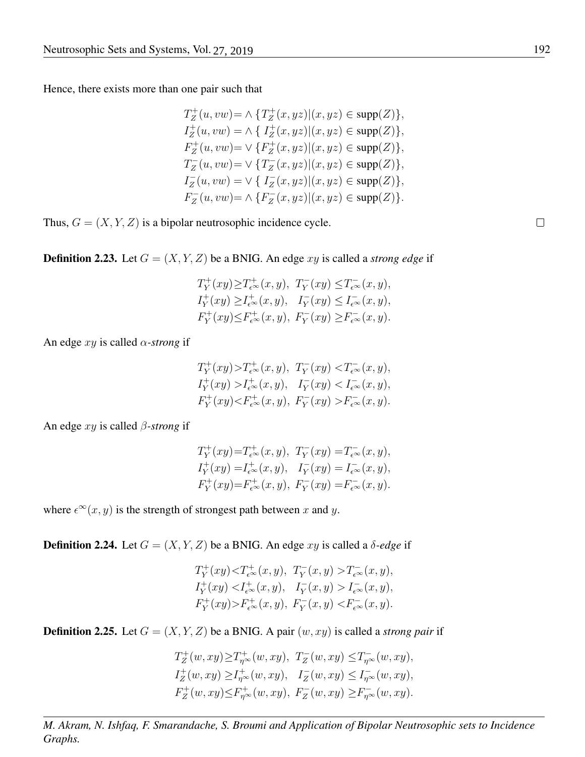Hence, there exists more than one pair such that

$$
\begin{aligned}
T_Z^+(u,vw) &= \wedge\{T_Z^+(x,yz)|(x,yz)\in \text{supp}(Z)\},\\
I_Z^+(u,vw) &= \wedge\{I_Z^+(x,yz)|(x,yz)\in \text{supp}(Z)\},\\
F_Z^+(u,vw) &= \vee\{F_Z^+(x,yz)|(x,yz)\in \text{supp}(Z)\},\\
T_Z^-(u,vw) &= \vee\{T_Z^-(x,yz)|(x,yz)\in \text{supp}(Z)\},\\
I_Z^-(u,vw) &= \vee\{I_Z^-(x,yz)|(x,yz)\in \text{supp}(Z)\},\\
F_Z^-(u,vw) &= \wedge\{F_Z^-(x,yz)|(x,yz)\in \text{supp}(Z)\}.
\end{aligned}
$$

Thus, $G = (X, Y, Z)$ is a bipolar neutrosophic incidence cycle. □

**Definition 2.23.** Let $G = (X, Y, Z)$ be a BNIG. An edge $xy$ is called a *strong edge* if

$$
\begin{aligned}
&T_Y^+(xy)\geq T_{\epsilon^\infty}^+(x,y),\ T_Y^-(xy)\leq T_{\epsilon^\infty}^-(x,y),\\
&I_Y^+(xy)\geq I_{\epsilon^\infty}^+(x,y),\ \ I_Y^-(xy)\leq I_{\epsilon^\infty}^-(x,y),\\
&F_Y^+(xy)\leq F_{\epsilon^\infty}^+(x,y),\ F_Y^-(xy)\geq F_{\epsilon^\infty}^-(x,y).
\end{aligned}
$$

An edge $xy$ is called *$\alpha$-strong* if

$$
\begin{aligned}
&T_Y^+(xy)> T_{\epsilon^\infty}^+(x,y),\ T_Y^-(xy)< T_{\epsilon^\infty}^-(x,y),\\
&I_Y^+(xy)> I_{\epsilon^\infty}^+(x,y),\ \ I_Y^-(xy)< I_{\epsilon^\infty}^-(x,y),\\
&F_Y^+(xy)< F_{\epsilon^\infty}^+(x,y),\ F_Y^-(xy)> F_{\epsilon^\infty}^-(x,y).
\end{aligned}
$$

An edge $xy$ is called *$\beta$-strong* if

$$
\begin{aligned}
&T_Y^+(xy)= T_{\epsilon^\infty}^+(x,y),\ T_Y^-(xy)= T_{\epsilon^\infty}^-(x,y),\\
&I_Y^+(xy)= I_{\epsilon^\infty}^+(x,y),\ \ I_Y^-(xy)= I_{\epsilon^\infty}^-(x,y),\\
&F_Y^+(xy)= F_{\epsilon^\infty}^+(x,y),\ F_Y^-(xy)= F_{\epsilon^\infty}^-(x,y).
\end{aligned}
$$

where $\epsilon^\infty(x,y)$ is the strength of strongest path between $x$ and $y$.

**Definition 2.24.** Let $G = (X, Y, Z)$ be a BNIG. An edge $xy$ is called a *$\delta$-edge* if

$$
\begin{aligned}
&T_Y^+(xy)< T_{\epsilon^\infty}^+(x,y),\ T_Y^-(x,y)> T_{\epsilon^\infty}^-(x,y),\\
&I_Y^+(xy)< I_{\epsilon^\infty}^+(x,y),\ \ I_Y^-(x,y)> I_{\epsilon^\infty}^-(x,y),\\
&F_Y^+(xy)> F_{\epsilon^\infty}^+(x,y),\ F_Y^-(x,y)< F_{\epsilon^\infty}^-(x,y).
\end{aligned}
$$

**Definition 2.25.** Let $G = (X, Y, Z)$ be a BNIG. A pair $(w, xy)$ is called a *strong pair* if

$$
\begin{aligned}
&T_Z^+(w,xy)\geq T_{\eta^\infty}^+(w,xy),\ T_Z^-(w,xy)\leq T_{\eta^\infty}^-(w,xy),\\
&I_Z^+(w,xy)\geq I_{\eta^\infty}^+(w,xy),\ \ I_Z^-(w,xy)\leq I_{\eta^\infty}^-(w,xy),\\
&F_Z^+(w,xy)\leq F_{\eta^\infty}^+(w,xy),\ F_Z^-(w,xy)\geq F_{\eta^\infty}^-(w,xy).
\end{aligned}
$$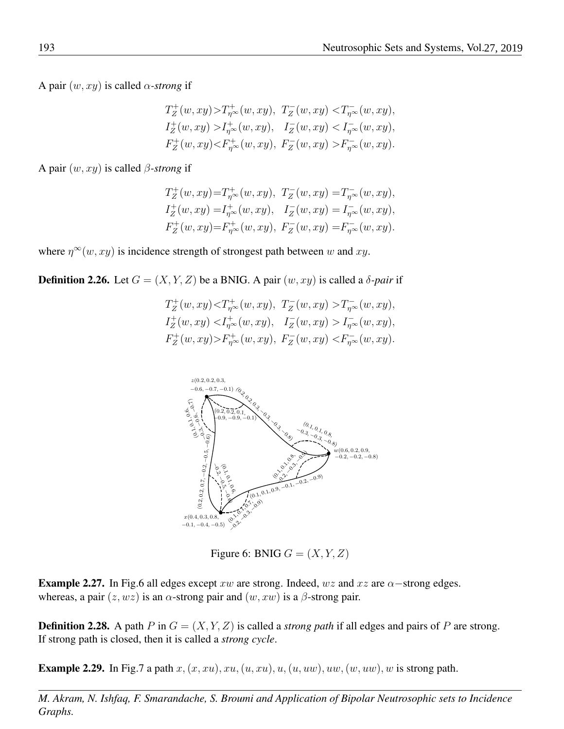A pair $(w, xy)$ is called *$\alpha$-strong* if

$$T_Z^+(w, xy) > T_{\eta^\infty}^+(w, xy),\ T_Z^-(w, xy) < T_{\eta^\infty}^-(w, xy),$$
$$I_Z^+(w, xy) > I_{\eta^\infty}^+(w, xy),\ \ I_Z^-(w, xy) < I_{\eta^\infty}^-(w, xy),$$
$$F_Z^+(w, xy) < F_{\eta^\infty}^+(w, xy),\ F_Z^-(w, xy) > F_{\eta^\infty}^-(w, xy).$$

A pair $(w, xy)$ is called *$\beta$-strong* if

$$T_Z^+(w, xy) = T_{\eta^\infty}^+(w, xy),\ T_Z^-(w, xy) = T_{\eta^\infty}^-(w, xy),$$
$$I_Z^+(w, xy) = I_{\eta^\infty}^+(w, xy),\ \ I_Z^-(w, xy) = I_{\eta^\infty}^-(w, xy),$$
$$F_Z^+(w, xy) = F_{\eta^\infty}^+(w, xy),\ F_Z^-(w, xy) = F_{\eta^\infty}^-(w, xy).$$

where $\eta^\infty(w, xy)$ is incidence strength of strongest path between $w$ and $xy$.

**Definition 2.26.** Let $G = (X, Y, Z)$ be a BNIG. A pair $(w, xy)$ is called a *$\delta$-pair* if

$$T_Z^+(w, xy) < T_{\eta^\infty}^+(w, xy),\ T_Z^-(w, xy) > T_{\eta^\infty}^-(w, xy),$$
$$I_Z^+(w, xy) < I_{\eta^\infty}^+(w, xy),\ \ I_Z^-(w, xy) > I_{\eta^\infty}^-(w, xy),$$
$$F_Z^+(w, xy) > F_{\eta^\infty}^+(w, xy),\ F_Z^-(w, xy) < F_{\eta^\infty}^-(w, xy).$$

Figure 6: BNIG $G = (X, Y, Z)$

**Example 2.27.** In Fig.6 all edges except $xw$ are strong. Indeed, $wz$ and $xz$ are $\alpha-$strong edges. whereas, a pair $(z, wz)$ is an $\alpha$-strong pair and $(w, xw)$ is a $\beta$-strong pair.

**Definition 2.28.** A path $P$ in $G = (X, Y, Z)$ is called a *strong path* if all edges and pairs of $P$ are strong. If strong path is closed, then it is called a *strong cycle*.

**Example 2.29.** In Fig.7 a path $x, (x, xu), xu, (u, xu), u, (u, uw), uw, (w, uw), w$ is strong path.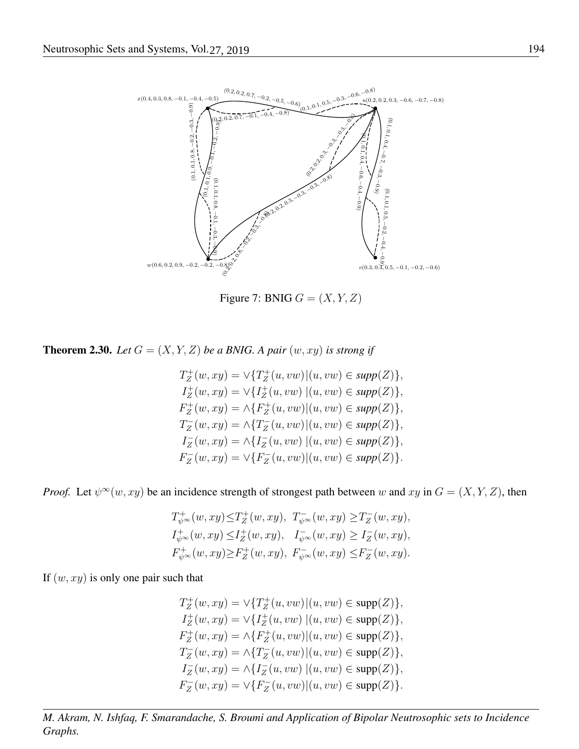x(0.4, 0.3, 0.8, −0.1, −0.4, −0.5)

(0.2, 0.2, 0.7, −0.2, −0.5, −0.6)

u(0.2, 0.2, 0.3, −0.6, −0.7, −0.8)

(0.1, 0.1, 0.5, −0.3, −0.6, −0.8)

(0.2, 0.2, 0.7, −0.1, −0.4, −0.8)

(0.1, 0.1, 0.8, −0.2, −0.3, −0.9)

(0.1, 0.1, 0.9, −0.1, −0.2, −0.9)

(0.1, 0.1, 0.8, −0.1, −0.3, −0.9)

(0.2, 0.2, 0.3, −0.3, −0.3, −0.8)

(0.2, 0.2, 0.3, −0.3, −0.3, −0.8)

(0.1, 0.1, 0.4, −0.6, −0.4, −0.9)

(0.1, 0.1, 0.4, −0.7, −0.3, −0.9)

(0.1, 0.1, 0.5, −0.2, −0.4, −0.9)

(0.2, 0.2, 0.8, −0.2, −0.3, −0.8)

w(0.6, 0.2, 0.9, −0.2, −0.2, −0.8)

v(0.3, 0.4, 0.5, −0.1, −0.2, −0.6)

Figure 7: BNIG $G = (X, Y, Z)$

**Theorem 2.30.** *Let $G = (X, Y, Z)$ be a BNIG. A pair $(w, xy)$ is strong if*

$$
\begin{aligned}
T_Z^+(w, xy) &= \vee\{T_Z^+(u, vw) | (u, vw) \in \textit{supp}(Z)\},\\
I_Z^+(w, xy) &= \vee\{I_Z^+(u, vw) \; | (u, vw) \in \textit{supp}(Z)\},\\
F_Z^+(w, xy) &= \wedge\{F_Z^+(u, vw) | (u, vw) \in \textit{supp}(Z)\},\\
T_Z^-(w, xy) &= \wedge\{T_Z^-(u, vw) | (u, vw) \in \textit{supp}(Z)\},\\
I_Z^-(w, xy) &= \wedge\{I_Z^-(u, vw) \; | (u, vw) \in \textit{supp}(Z)\},\\
F_Z^-(w, xy) &= \vee\{F_Z^-(u, vw) | (u, vw) \in \textit{supp}(Z)\}.
\end{aligned}
$$

*Proof.* Let $\psi^\infty(w, xy)$ be an incidence strength of strongest path between $w$ and $xy$ in $G = (X, Y, Z)$, then

$$
\begin{aligned}
T_{\psi^\infty}^+(w, xy) &\leq T_Z^+(w, xy), \;\; T_{\psi^\infty}^-(w, xy) \geq T_Z^-(w, xy),\\
I_{\psi^\infty}^+(w, xy) &\leq I_Z^+(w, xy), \;\;\; I_{\psi^\infty}^-(w, xy) \geq I_Z^-(w, xy),\\
F_{\psi^\infty}^+(w, xy) &\geq F_Z^+(w, xy), \;\; F_{\psi^\infty}^-(w, xy) \leq F_Z^-(w, xy).
\end{aligned}
$$

If $(w, xy)$ is only one pair such that

$$
\begin{aligned}
T_Z^+(w, xy) &= \vee\{T_Z^+(u, vw) | (u, vw) \in \text{supp}(Z)\},\\
I_Z^+(w, xy) &= \vee\{I_Z^+(u, vw) \; | (u, vw) \in \text{supp}(Z)\},\\
F_Z^+(w, xy) &= \wedge\{F_Z^+(u, vw) | (u, vw) \in \text{supp}(Z)\},\\
T_Z^-(w, xy) &= \wedge\{T_Z^-(u, vw) | (u, vw) \in \text{supp}(Z)\},\\
I_Z^-(w, xy) &= \wedge\{I_Z^-(u, vw) \; | (u, vw) \in \text{supp}(Z)\},\\
F_Z^-(w, xy) &= \vee\{F_Z^-(u, vw) | (u, vw) \in \text{supp}(Z)\}.
\end{aligned}
$$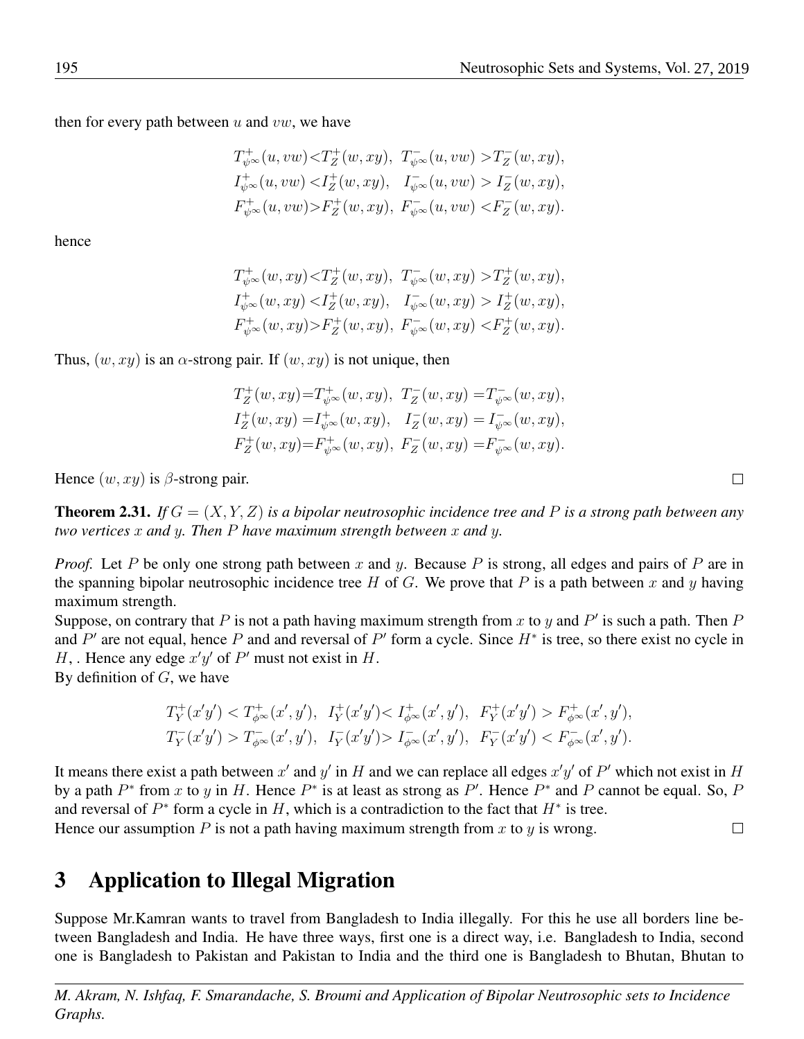then for every path between $u$ and $vw$, we have

$$T^{+}_{\psi^{\infty}}(u,vw){<}T^{+}_{Z}(w,xy),\ \ T^{-}_{\psi^{\infty}}(u,vw)>T^{-}_{Z}(w,xy),$$
$$I^{+}_{\psi^{\infty}}(u,vw)<I^{+}_{Z}(w,xy),\ \ \ I^{-}_{\psi^{\infty}}(u,vw)>I^{-}_{Z}(w,xy),$$
$$F^{+}_{\psi^{\infty}}(u,vw){>}F^{+}_{Z}(w,xy),\ \ F^{-}_{\psi^{\infty}}(u,vw)<F^{-}_{Z}(w,xy).$$

hence

$$T^{+}_{\psi^{\infty}}(w,xy){<}T^{+}_{Z}(w,xy),\ \ T^{-}_{\psi^{\infty}}(w,xy)>T^{+}_{Z}(w,xy),$$
$$I^{+}_{\psi^{\infty}}(w,xy)<I^{+}_{Z}(w,xy),\ \ \ I^{-}_{\psi^{\infty}}(w,xy)>I^{+}_{Z}(w,xy),$$
$$F^{+}_{\psi^{\infty}}(w,xy){>}F^{+}_{Z}(w,xy),\ \ F^{-}_{\psi^{\infty}}(w,xy)<F^{+}_{Z}(w,xy).$$

Thus, $(w,xy)$ is an $\alpha$-strong pair. If $(w,xy)$ is not unique, then

$$T^{+}_{Z}(w,xy){=}T^{+}_{\psi^{\infty}}(w,xy),\ \ T^{-}_{Z}(w,xy)=T^{-}_{\psi^{\infty}}(w,xy),$$
$$I^{+}_{Z}(w,xy)=I^{+}_{\psi^{\infty}}(w,xy),\ \ \ I^{-}_{Z}(w,xy)=I^{-}_{\psi^{\infty}}(w,xy),$$
$$F^{+}_{Z}(w,xy){=}F^{+}_{\psi^{\infty}}(w,xy),\ \ F^{-}_{Z}(w,xy)=F^{-}_{\psi^{\infty}}(w,xy).$$

Hence $(w,xy)$ is $\beta$-strong pair. □

**Theorem 2.31.** *If $G=(X,Y,Z)$ is a bipolar neutrosophic incidence tree and $P$ is a strong path between any two vertices $x$ and $y$. Then $P$ have maximum strength between $x$ and $y$.*

*Proof.* Let $P$ be only one strong path between $x$ and $y$. Because $P$ is strong, all edges and pairs of $P$ are in the spanning bipolar neutrosophic incidence tree $H$ of $G$. We prove that $P$ is a path between $x$ and $y$ having maximum strength.
Suppose, on contrary that $P$ is not a path having maximum strength from $x$ to $y$ and $P'$ is such a path. Then $P$ and $P'$ are not equal, hence $P$ and and reversal of $P'$ form a cycle. Since $H^*$ is tree, so there exist no cycle in $H$, . Hence any edge $x'y'$ of $P'$ must not exist in $H$.
By definition of $G$, we have

$$T^{+}_{Y}(x'y') < T^{+}_{\phi^{\infty}}(x',y'),\ \ I^{+}_{Y}(x'y'){<}\ I^{+}_{\phi^{\infty}}(x',y'),\ \ F^{+}_{Y}(x'y') > F^{+}_{\phi^{\infty}}(x',y'),$$
$$T^{-}_{Y}(x'y') > T^{-}_{\phi^{\infty}}(x',y'),\ \ I^{-}_{Y}(x'y'){>}\ I^{-}_{\phi^{\infty}}(x',y'),\ \ F^{-}_{Y}(x'y') < F^{-}_{\phi^{\infty}}(x',y').$$

It means there exist a path between $x'$ and $y'$ in $H$ and we can replace all edges $x'y'$ of $P'$ which not exist in $H$ by a path $P^*$ from $x$ to $y$ in $H$. Hence $P^*$ is at least as strong as $P'$. Hence $P^*$ and $P$ cannot be equal. So, $P$ and reversal of $P^*$ form a cycle in $H$, which is a contradiction to the fact that $H^*$ is tree.
Hence our assumption $P$ is not a path having maximum strength from $x$ to $y$ is wrong. □

# 3 Application to Illegal Migration

Suppose Mr.Kamran wants to travel from Bangladesh to India illegally. For this he use all borders line between Bangladesh and India. He have three ways, first one is a direct way, i.e. Bangladesh to India, second one is Bangladesh to Pakistan and Pakistan to India and the third one is Bangladesh to Bhutan, Bhutan to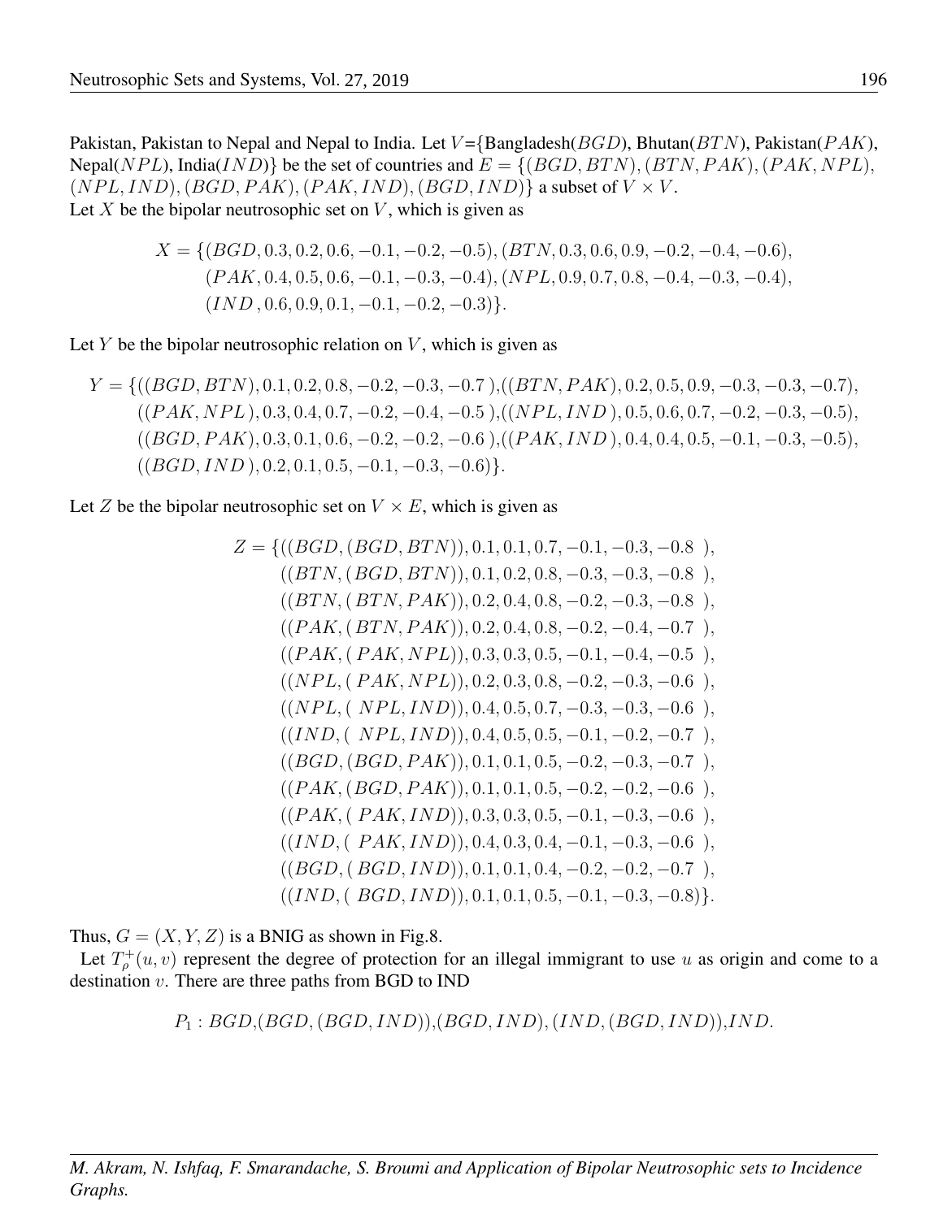Pakistan, Pakistan to Nepal and Nepal to India. Let $V$={Bangladesh($BGD$), Bhutan($BTN$), Pakistan($PAK$), Nepal($NPL$), India($IND$)} be the set of countries and $E = \{(BGD, BTN), (BTN, PAK), (PAK, NPL), (NPL, IND), (BGD, PAK), (PAK, IND), (BGD, IND)\}$ a subset of $V \times V$.
Let $X$ be the bipolar neutrosophic set on $V$, which is given as

$$X = \{(BGD, 0.3, 0.2, 0.6, -0.1, -0.2, -0.5), (BTN, 0.3, 0.6, 0.9, -0.2, -0.4, -0.6), (PAK, 0.4, 0.5, 0.6, -0.1, -0.3, -0.4), (NPL, 0.9, 0.7, 0.8, -0.4, -0.3, -0.4), (IND, 0.6, 0.9, 0.1, -0.1, -0.2, -0.3)\}.$$

Let $Y$ be the bipolar neutrosophic relation on $V$, which is given as

$$Y = \{((BGD, BTN), 0.1, 0.2, 0.8, -0.2, -0.3, -0.7), ((BTN, PAK), 0.2, 0.5, 0.9, -0.3, -0.3, -0.7), ((PAK, NPL), 0.3, 0.4, 0.7, -0.2, -0.4, -0.5), ((NPL, IND), 0.5, 0.6, 0.7, -0.2, -0.3, -0.5), ((BGD, PAK), 0.3, 0.1, 0.6, -0.2, -0.2, -0.6), ((PAK, IND), 0.4, 0.4, 0.5, -0.1, -0.3, -0.5), ((BGD, IND), 0.2, 0.1, 0.5, -0.1, -0.3, -0.6)\}.$$

Let $Z$ be the bipolar neutrosophic set on $V \times E$, which is given as

$$\begin{aligned}
Z = \{&((BGD, (BGD, BTN)), 0.1, 0.1, 0.7, -0.1, -0.3, -0.8),\\
&((BTN, (BGD, BTN)), 0.1, 0.2, 0.8, -0.3, -0.3, -0.8),\\
&((BTN, (BTN, PAK)), 0.2, 0.4, 0.8, -0.2, -0.3, -0.8),\\
&((PAK, (BTN, PAK)), 0.2, 0.4, 0.8, -0.2, -0.4, -0.7),\\
&((PAK, (PAK, NPL)), 0.3, 0.3, 0.5, -0.1, -0.4, -0.5),\\
&((NPL, (PAK, NPL)), 0.2, 0.3, 0.8, -0.2, -0.3, -0.6),\\
&((NPL, (NPL, IND)), 0.4, 0.5, 0.7, -0.3, -0.3, -0.6),\\
&((IND, (NPL, IND)), 0.4, 0.5, 0.5, -0.1, -0.2, -0.7),\\
&((BGD, (BGD, PAK)), 0.1, 0.1, 0.5, -0.2, -0.3, -0.7),\\
&((PAK, (BGD, PAK)), 0.1, 0.1, 0.5, -0.2, -0.2, -0.6),\\
&((PAK, (PAK, IND)), 0.3, 0.3, 0.5, -0.1, -0.3, -0.6),\\
&((IND, (PAK, IND)), 0.4, 0.3, 0.4, -0.1, -0.3, -0.6),\\
&((BGD, (BGD, IND)), 0.1, 0.1, 0.4, -0.2, -0.2, -0.7),\\
&((IND, (BGD, IND)), 0.1, 0.1, 0.5, -0.1, -0.3, -0.8)\}.
\end{aligned}$$

Thus, $G = (X, Y, Z)$ is a BNIG as shown in Fig.8.

Let $T^+_\rho(u, v)$ represent the degree of protection for an illegal immigrant to use $u$ as origin and come to a destination $v$. There are three paths from BGD to IND

$$P_1 : BGD, (BGD, (BGD, IND)), (BGD, IND), (IND, (BGD, IND)), IND.$$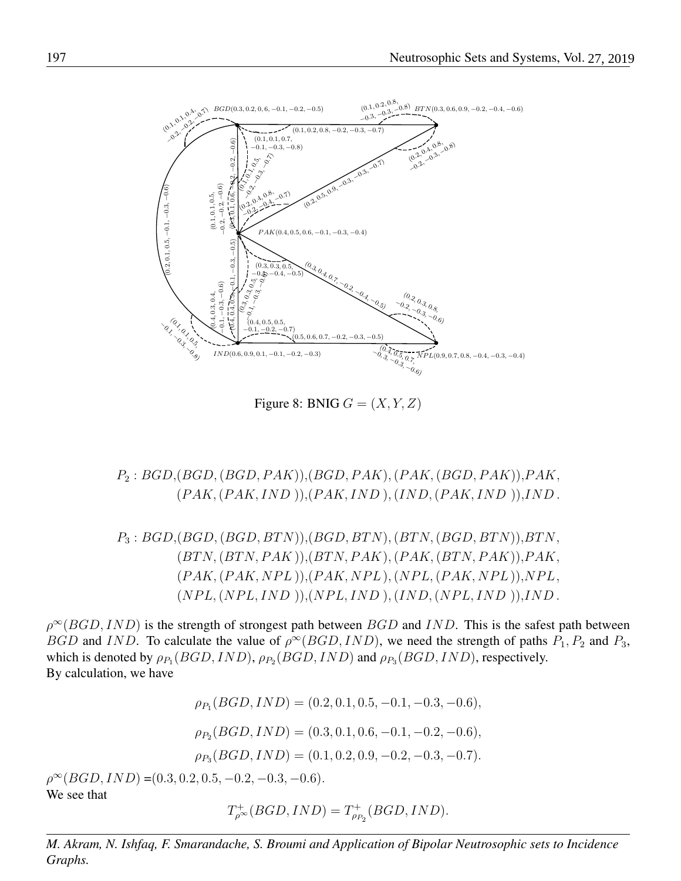BGD(0.3, 0.2, 0.6, −0.1, −0.2, −0.5)

BTN(0.3, 0.6, 0.9, −0.2, −0.4, −0.6)

PAK(0.4, 0.5, 0.6, −0.1, −0.3, −0.4)

IND(0.6, 0.9, 0.1, −0.1, −0.2, −0.3)

NPL(0.9, 0.7, 0.8, −0.4, −0.3, −0.4)

(0.1, 0.1, 0.4, −0.2, −0.2, −0.7)

(0.1, 0.2, 0.8, −0.3, −0.3, −0.8)

(0.1, 0.2, 0.8, −0.2, −0.3, −0.7)

(0.1, 0.1, 0.7, −0.1, −0.3, −0.8)

(0.2, 0.4, 0.8, −0.2, −0.3, −0.8)

(0.2, 0.5, 0.9, −0.3, −0.3, −0.7)

(0.1, 0.1, 0.5, −0.2, −0.3, −0.7)

(0.3, 0.1, 0.6, −0.2, −0.2, −0.6)

(0.1, 0.1, 0.5, −0.2, −0.2, −0.6)

(0.2, 0.4, 0.8, −0.2, −0.4, −0.7)

(0.2, 0.1, 0.5, −0.1, −0.3, −0.6)

(0.3, 0.3, 0.5, −0.2, −0.4, −0.5)

(0.3, 0.4, 0.7, −0.2, −0.4, −0.5)

(0.4, 0.4, 0.5, −0.1, −0.3, −0.5)

(0.3, 0.3, 0.5, −0.1, −0.3, −0.6)

(0.4, 0.3, 0.4, −0.1, −0.3, −0.6)

(0.2, 0.3, 0.8, −0.2, −0.3, −0.6)

(0.1, 0.1, 0.5, −0.1, −0.3, −0.8)

(0.4, 0.5, 0.5, −0.1, −0.2, −0.7)

(0.5, 0.6, 0.7, −0.2, −0.3, −0.5)

(0.4, 0.5, 0.7, −0.3, −0.3, −0.6)

Figure 8: BNIG $G = (X, Y, Z)$

$$P_2 : BGD,(BGD,(BGD,PAK)),(BGD,PAK),(PAK,(BGD,PAK)),PAK,$$
$$(PAK,(PAK,IND)),(PAK,IND),(IND,(PAK,IND)),IND.$$

$$P_3 : BGD,(BGD,(BGD,BTN)),(BGD,BTN),(BTN,(BGD,BTN)),BTN,$$
$$(BTN,(BTN,PAK)),(BTN,PAK),(PAK,(BTN,PAK)),PAK,$$
$$(PAK,(PAK,NPL)),(PAK,NPL),(NPL,(PAK,NPL)),NPL,$$
$$(NPL,(NPL,IND)),(NPL,IND),(IND,(NPL,IND)),IND.$$

$\rho^{\infty}(BGD, IND)$ is the strength of strongest path between $BGD$ and $IND$. This is the safest path between $BGD$ and $IND$. To calculate the value of $\rho^{\infty}(BGD, IND)$, we need the strength of paths $P_1, P_2$ and $P_3$, which is denoted by $\rho_{P_1}(BGD, IND)$, $\rho_{P_2}(BGD, IND)$ and $\rho_{P_3}(BGD, IND)$, respectively.
By calculation, we have

$$\rho_{P_1}(BGD, IND) = (0.2, 0.1, 0.5, -0.1, -0.3, -0.6),$$

$$\rho_{P_2}(BGD, IND) = (0.3, 0.1, 0.6, -0.1, -0.2, -0.6),$$

$$\rho_{P_3}(BGD, IND) = (0.1, 0.2, 0.9, -0.2, -0.3, -0.7).$$

$\rho^{\infty}(BGD, IND)$ =$(0.3, 0.2, 0.5, -0.2, -0.3, -0.6)$.
We see that

$$T^{+}_{\rho^{\infty}}(BGD, IND) = T^{+}_{\rho_{P_2}}(BGD, IND).$$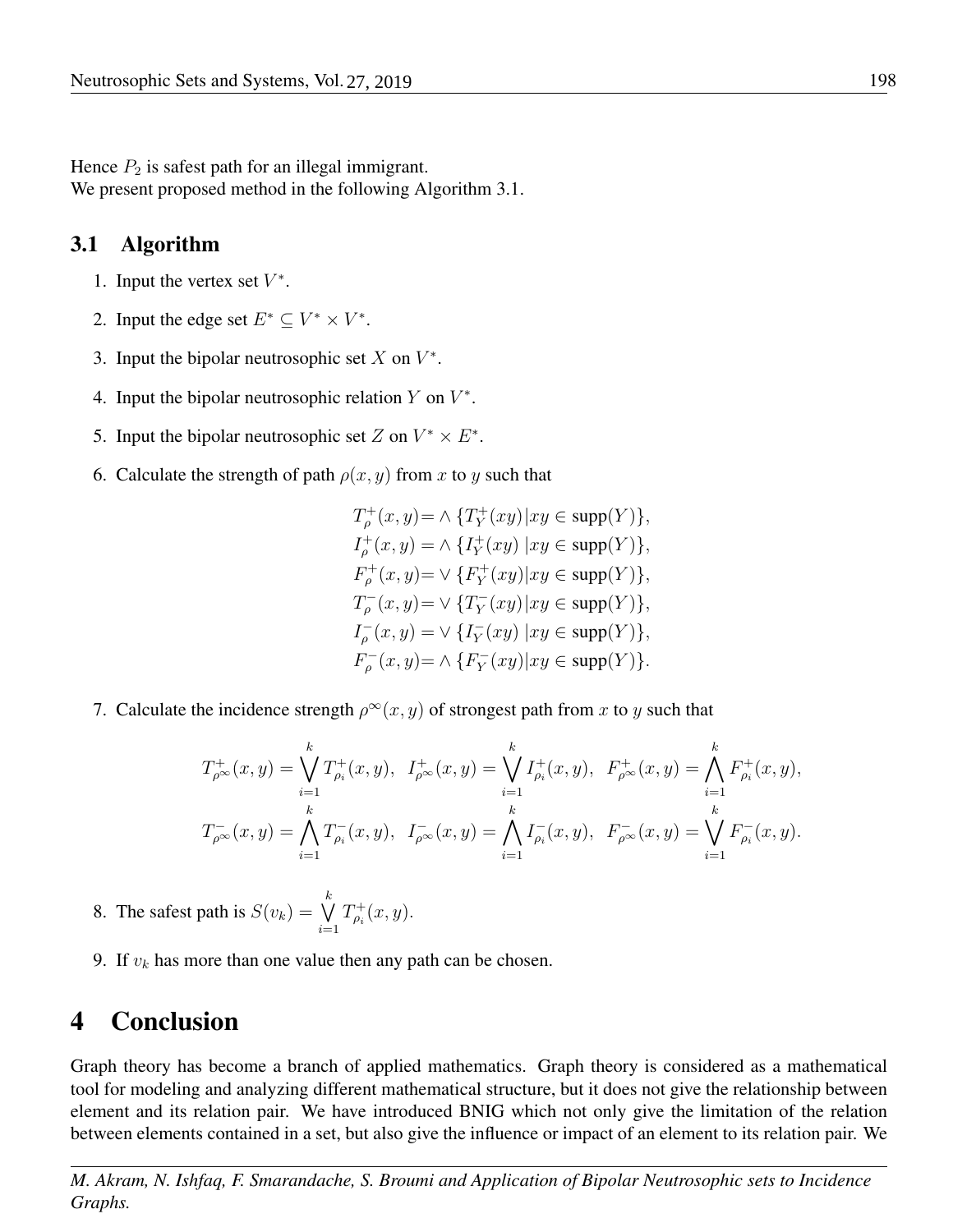Hence $P_2$ is safest path for an illegal immigrant.
We present proposed method in the following Algorithm 3.1.

## 3.1 Algorithm

1. Input the vertex set $V^*$.
2. Input the edge set $E^* \subseteq V^* \times V^*$.
3. Input the bipolar neutrosophic set $X$ on $V^*$.
4. Input the bipolar neutrosophic relation $Y$ on $V^*$.
5. Input the bipolar neutrosophic set $Z$ on $V^* \times E^*$.
6. Calculate the strength of path $\rho(x, y)$ from $x$ to $y$ such that

$$
\begin{aligned}
T^+_\rho(x, y) &= \wedge \{T^+_Y(xy)|xy \in \text{supp}(Y)\},\\
I^+_\rho(x, y) &= \wedge \{I^+_Y(xy)\ |xy \in \text{supp}(Y)\},\\
F^+_\rho(x, y) &= \vee \{F^+_Y(xy)|xy \in \text{supp}(Y)\},\\
T^-_\rho(x, y) &= \vee \{T^-_Y(xy)|xy \in \text{supp}(Y)\},\\
I^-_\rho(x, y) &= \vee \{I^-_Y(xy)\ |xy \in \text{supp}(Y)\},\\
F^-_\rho(x, y) &= \wedge \{F^-_Y(xy)|xy \in \text{supp}(Y)\}.
\end{aligned}
$$

7. Calculate the incidence strength $\rho^\infty(x, y)$ of strongest path from $x$ to $y$ such that

$$
T^+_{\rho^\infty}(x, y) = \bigvee_{i=1}^{k} T^+_{\rho_i}(x, y),\quad I^+_{\rho^\infty}(x, y) = \bigvee_{i=1}^{k} I^+_{\rho_i}(x, y),\quad F^+_{\rho^\infty}(x, y) = \bigwedge_{i=1}^{k} F^+_{\rho_i}(x, y),
$$

$$
T^-_{\rho^\infty}(x, y) = \bigwedge_{i=1}^{k} T^-_{\rho_i}(x, y),\quad I^-_{\rho^\infty}(x, y) = \bigwedge_{i=1}^{k} I^-_{\rho_i}(x, y),\quad F^-_{\rho^\infty}(x, y) = \bigvee_{i=1}^{k} F^-_{\rho_i}(x, y).
$$

8. The safest path is $S(v_k) = \bigvee_{i=1}^{k} T^+_{\rho_i}(x, y)$.
9. If $v_k$ has more than one value then any path can be chosen.

# 4 Conclusion

Graph theory has become a branch of applied mathematics. Graph theory is considered as a mathematical tool for modeling and analyzing different mathematical structure, but it does not give the relationship between element and its relation pair. We have introduced BNIG which not only give the limitation of the relation between elements contained in a set, but also give the influence or impact of an element to its relation pair. We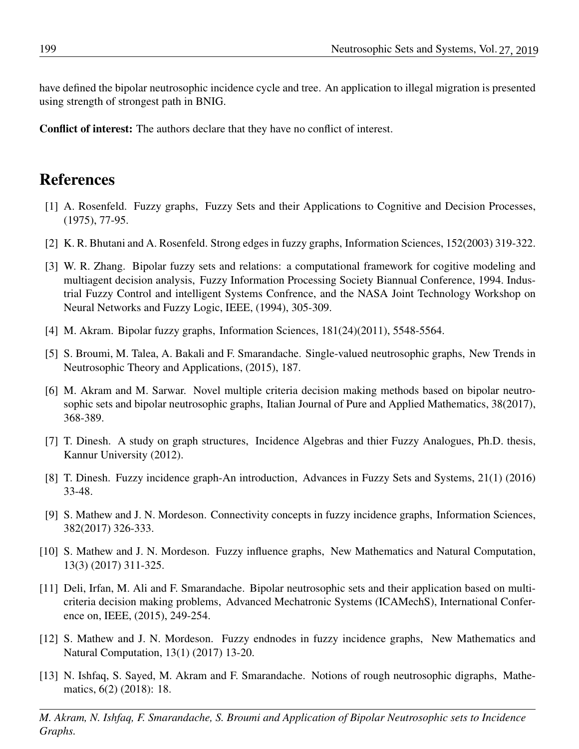have defined the bipolar neutrosophic incidence cycle and tree. An application to illegal migration is presented using strength of strongest path in BNIG.

**Conflict of interest:** The authors declare that they have no conflict of interest.

# References

[1] A. Rosenfeld. Fuzzy graphs, Fuzzy Sets and their Applications to Cognitive and Decision Processes, (1975), 77-95.

[2] K. R. Bhutani and A. Rosenfeld. Strong edges in fuzzy graphs, Information Sciences, 152(2003) 319-322.

[3] W. R. Zhang. Bipolar fuzzy sets and relations: a computational framework for cogitive modeling and multiagent decision analysis, Fuzzy Information Processing Society Biannual Conference, 1994. Industrial Fuzzy Control and intelligent Systems Confrence, and the NASA Joint Technology Workshop on Neural Networks and Fuzzy Logic, IEEE, (1994), 305-309.

[4] M. Akram. Bipolar fuzzy graphs, Information Sciences, 181(24)(2011), 5548-5564.

[5] S. Broumi, M. Talea, A. Bakali and F. Smarandache. Single-valued neutrosophic graphs, New Trends in Neutrosophic Theory and Applications, (2015), 187.

[6] M. Akram and M. Sarwar. Novel multiple criteria decision making methods based on bipolar neutrosophic sets and bipolar neutrosophic graphs, Italian Journal of Pure and Applied Mathematics, 38(2017), 368-389.

[7] T. Dinesh. A study on graph structures, Incidence Algebras and thier Fuzzy Analogues, Ph.D. thesis, Kannur University (2012).

[8] T. Dinesh. Fuzzy incidence graph-An introduction, Advances in Fuzzy Sets and Systems, 21(1) (2016) 33-48.

[9] S. Mathew and J. N. Mordeson. Connectivity concepts in fuzzy incidence graphs, Information Sciences, 382(2017) 326-333.

[10] S. Mathew and J. N. Mordeson. Fuzzy influence graphs, New Mathematics and Natural Computation, 13(3) (2017) 311-325.

[11] Deli, Irfan, M. Ali and F. Smarandache. Bipolar neutrosophic sets and their application based on multi-criteria decision making problems, Advanced Mechatronic Systems (ICAMechS), International Conference on, IEEE, (2015), 249-254.

[12] S. Mathew and J. N. Mordeson. Fuzzy endnodes in fuzzy incidence graphs, New Mathematics and Natural Computation, 13(1) (2017) 13-20.

[13] N. Ishfaq, S. Sayed, M. Akram and F. Smarandache. Notions of rough neutrosophic digraphs, Mathematics, 6(2) (2018): 18.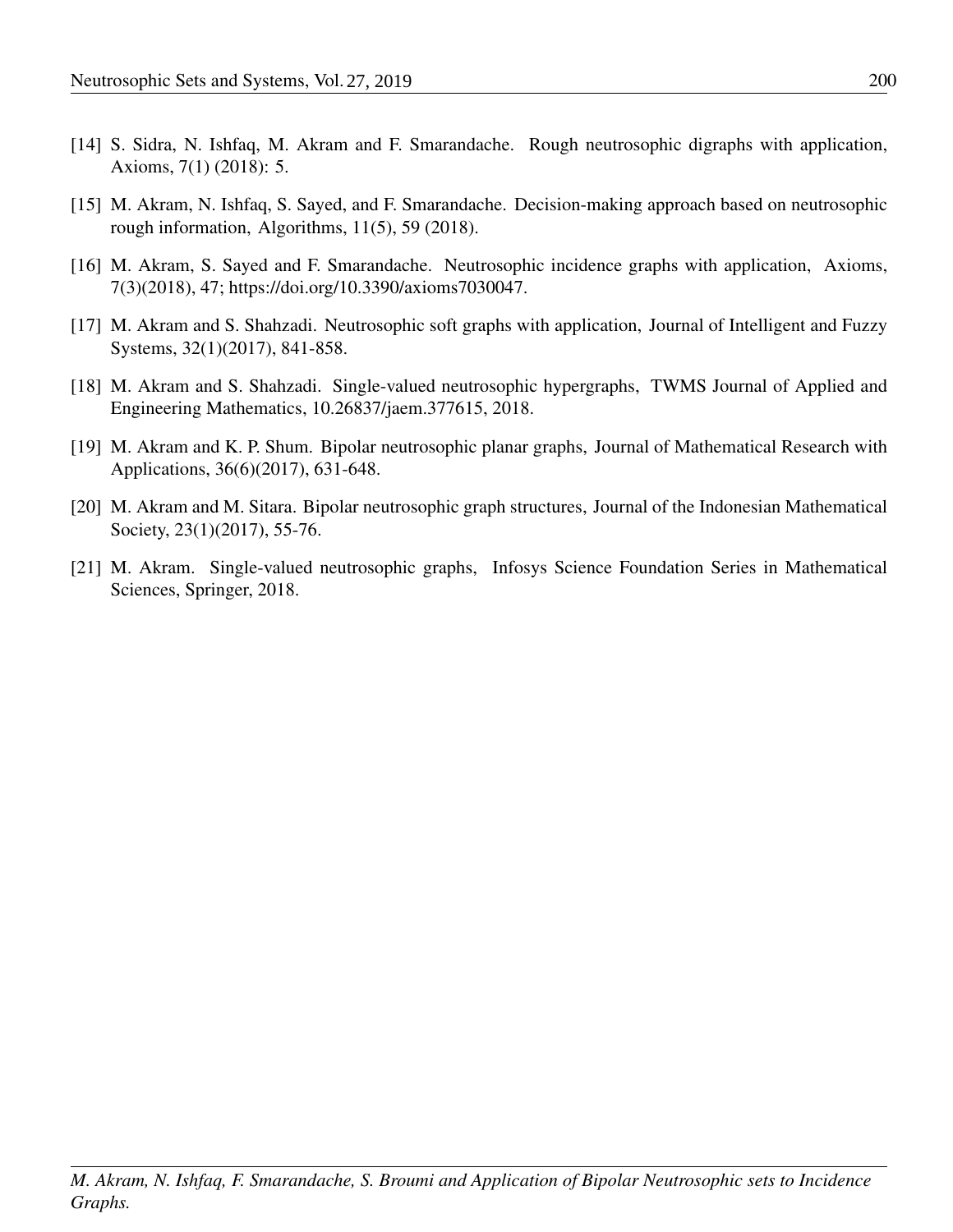[14] S. Sidra, N. Ishfaq, M. Akram and F. Smarandache. Rough neutrosophic digraphs with application, Axioms, 7(1) (2018): 5.

[15] M. Akram, N. Ishfaq, S. Sayed, and F. Smarandache. Decision-making approach based on neutrosophic rough information, Algorithms, 11(5), 59 (2018).

[16] M. Akram, S. Sayed and F. Smarandache. Neutrosophic incidence graphs with application, Axioms, 7(3)(2018), 47; https://doi.org/10.3390/axioms7030047.

[17] M. Akram and S. Shahzadi. Neutrosophic soft graphs with application, Journal of Intelligent and Fuzzy Systems, 32(1)(2017), 841-858.

[18] M. Akram and S. Shahzadi. Single-valued neutrosophic hypergraphs, TWMS Journal of Applied and Engineering Mathematics, 10.26837/jaem.377615, 2018.

[19] M. Akram and K. P. Shum. Bipolar neutrosophic planar graphs, Journal of Mathematical Research with Applications, 36(6)(2017), 631-648.

[20] M. Akram and M. Sitara. Bipolar neutrosophic graph structures, Journal of the Indonesian Mathematical Society, 23(1)(2017), 55-76.

[21] M. Akram. Single-valued neutrosophic graphs, Infosys Science Foundation Series in Mathematical Sciences, Springer, 2018.